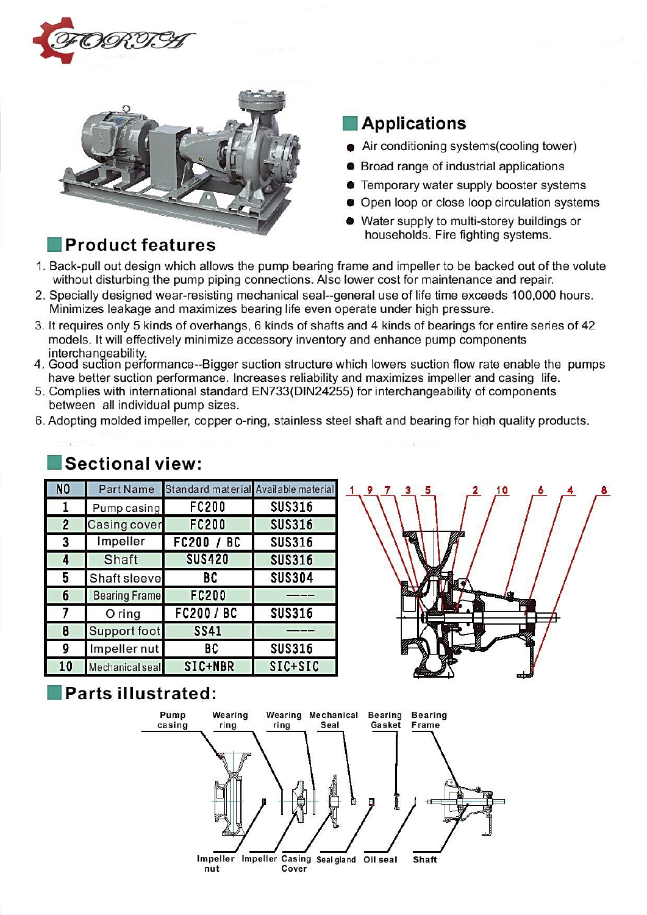## Applications

- Air conditioning systems(cooling tower)
- Broad range of industrial applications
- Temporary water supply booster systems
- Open loop or close loop circulation systems
- Water supply to multi-storey buildings or households. Fire fighting systems.

## Product features

1. Back-pull out design which allows the pump bearing frame and impeller to be backed out of the volute without disturbing the pump piping connections. Also lower cost for maintenance and repair.
2. Specially designed wear-resisting mechanical seal--general use of life time exceeds 100,000 hours. Minimizes leakage and maximizes bearing life even operate under high pressure.
3. It requires only 5 kinds of overhangs, 6 kinds of shafts and 4 kinds of bearings for entire series of 42 models. It will effectively minimize accessory inventory and enhance pump components interchangeability.
4. Good suction performance--Bigger suction structure which lowers suction flow rate enable the pumps have better suction performance. Increases reliability and maximizes impeller and casing life.
5. Complies with international standard EN733(DIN24255) for interchangeability of components between all individual pump sizes.
6. Adopting molded impeller, copper o-ring, stainless steel shaft and bearing for high quality products.

## Sectional view:

| NO | Part Name | Standard material | Available material |
|---|---|---|---|
| 1 | Pump casing | FC200 | SUS316 |
| 2 | Casing cover | FC200 | SUS316 |
| 3 | Impeller | FC200 / BC | SUS316 |
| 4 | Shaft | SUS420 | SUS316 |
| 5 | Shaft sleeve | BC | SUS304 |
| 6 | Bearing Frame | FC200 | ---- |
| 7 | O ring | FC200 / BC | SUS316 |
| 8 | Support foot | SS41 | ---- |
| 9 | Impeller nut | BC | SUS316 |
| 10 | Mechanical seal | SIC+NBR | SIC+SIC |

## Parts illustrated:

Pump casing, Wearing ring, Wearing ring, Mechanical Seal, Bearing Gasket, Bearing Frame, Impeller nut, Impeller, Casing Cover, Seal gland, Oil seal, Shaft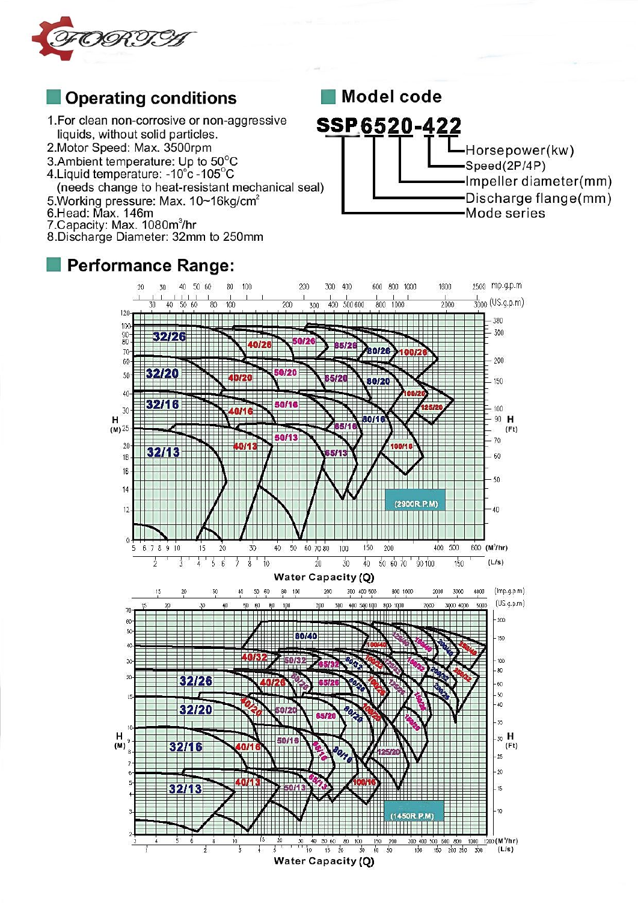## Operating conditions

1. For clean non-corrosive or non-aggressive liquids, without solid particles.
2. Motor Speed: Max. 3500rpm
3. Ambient temperature: Up to 50°C
4. Liquid temperature: -10°c -105°C
   (needs change to heat-resistant mechanical seal)
5. Working pressure: Max. 10~16kg/cm²
6. Head: Max. 146m
7. Capacity: Max. 1080m³/hr
8. Discharge Diameter: 32mm to 250mm

## Model code

**SSP 6520-422**

- SSP — Mode series
- 65 — Discharge flange(mm)
- 20 — Impeller diameter(mm)
- 4 — Speed(2P/4P)
- 22 — Horsepower(kw)

## Performance Range:

(2900R.P.M)

Water Capacity (Q)

(1450R.P.M)

Water Capacity (Q)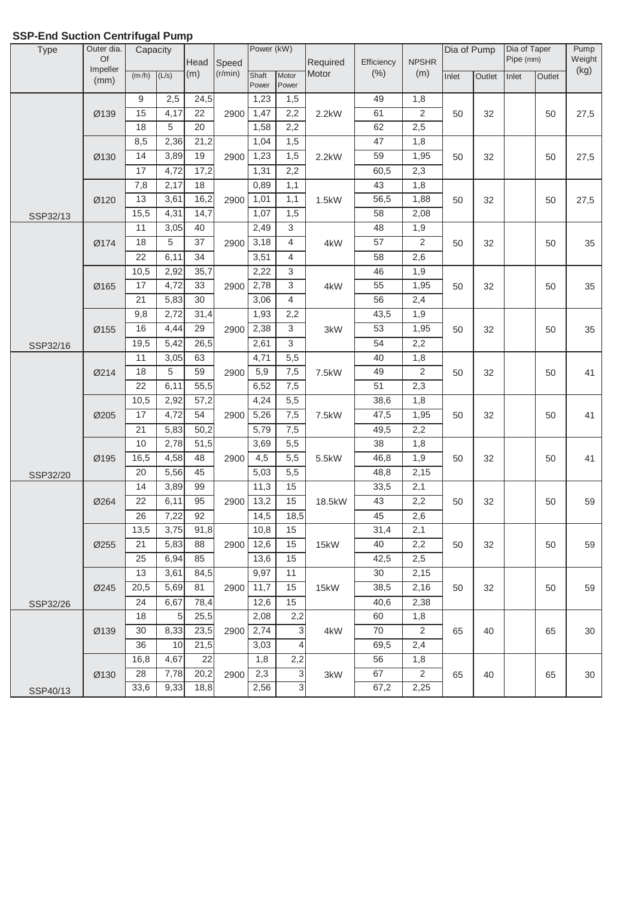## SSP-End Suction Centrifugal Pump

| Type | Outer dia. Of Impeller (mm) | Capacity | | Head (m) | Speed (r/min) | Power (kW) | | Required Motor | Efficiency (%) | NPSHR (m) | Dia of Pump | | Dia of Taper Pipe (mm) | | Pump Weight (kg) |
|---|---|---|---|---|---|---|---|---|---|---|---|---|---|---|---|
| | | (m³/h) | (L/s) | | | Shaft Power | Motor Power | | | | Inlet | Outlet | Inlet | Outlet | |
| SSP32/13 | Ø139 | 9 | 2,5 | 24,5 | 2900 | 1,23 | 1,5 | 2.2kW | 49 | 1,8 | 50 | 32 | | 50 | 27,5 |
| | | 15 | 4,17 | 22 | | 1,47 | 2,2 | | 61 | 2 | | | | | |
| | | 18 | 5 | 20 | | 1,58 | 2,2 | | 62 | 2,5 | | | | | |
| | Ø130 | 8,5 | 2,36 | 21,2 | 2900 | 1,04 | 1,5 | 2.2kW | 47 | 1,8 | 50 | 32 | | 50 | 27,5 |
| | | 14 | 3,89 | 19 | | 1,23 | 1,5 | | 59 | 1,95 | | | | | |
| | | 17 | 4,72 | 17,2 | | 1,31 | 2,2 | | 60,5 | 2,3 | | | | | |
| | Ø120 | 7,8 | 2,17 | 18 | 2900 | 0,89 | 1,1 | 1.5kW | 43 | 1,8 | 50 | 32 | | 50 | 27,5 |
| | | 13 | 3,61 | 16,2 | | 1,01 | 1,1 | | 56,5 | 1,88 | | | | | |
| | | 15,5 | 4,31 | 14,7 | | 1,07 | 1,5 | | 58 | 2,08 | | | | | |
| SSP32/16 | Ø174 | 11 | 3,05 | 40 | 2900 | 2,49 | 3 | 4kW | 48 | 1,9 | 50 | 32 | | 50 | 35 |
| | | 18 | 5 | 37 | | 3,18 | 4 | | 57 | 2 | | | | | |
| | | 22 | 6,11 | 34 | | 3,51 | 4 | | 58 | 2,6 | | | | | |
| | Ø165 | 10,5 | 2,92 | 35,7 | 2900 | 2,22 | 3 | 4kW | 46 | 1,9 | 50 | 32 | | 50 | 35 |
| | | 17 | 4,72 | 33 | | 2,78 | 3 | | 55 | 1,95 | | | | | |
| | | 21 | 5,83 | 30 | | 3,06 | 4 | | 56 | 2,4 | | | | | |
| | Ø155 | 9,8 | 2,72 | 31,4 | 2900 | 1,93 | 2,2 | 3kW | 43,5 | 1,9 | 50 | 32 | | 50 | 35 |
| | | 16 | 4,44 | 29 | | 2,38 | 3 | | 53 | 1,95 | | | | | |
| | | 19,5 | 5,42 | 26,5 | | 2,61 | 3 | | 54 | 2,2 | | | | | |
| SSP32/20 | Ø214 | 11 | 3,05 | 63 | 2900 | 4,71 | 5,5 | 7.5kW | 40 | 1,8 | 50 | 32 | | 50 | 41 |
| | | 18 | 5 | 59 | | 5,9 | 7,5 | | 49 | 2 | | | | | |
| | | 22 | 6,11 | 55,5 | | 6,52 | 7,5 | | 51 | 2,3 | | | | | |
| | Ø205 | 10,5 | 2,92 | 57,2 | 2900 | 4,24 | 5,5 | 7.5kW | 38,6 | 1,8 | 50 | 32 | | 50 | 41 |
| | | 17 | 4,72 | 54 | | 5,26 | 7,5 | | 47,5 | 1,95 | | | | | |
| | | 21 | 5,83 | 50,2 | | 5,79 | 7,5 | | 49,5 | 2,2 | | | | | |
| | Ø195 | 10 | 2,78 | 51,5 | 2900 | 3,69 | 5,5 | 5.5kW | 38 | 1,8 | 50 | 32 | | 50 | 41 |
| | | 16,5 | 4,58 | 48 | | 4,5 | 5,5 | | 46,8 | 1,9 | | | | | |
| | | 20 | 5,56 | 45 | | 5,03 | 5,5 | | 48,8 | 2,15 | | | | | |
| SSP32/26 | Ø264 | 14 | 3,89 | 99 | 2900 | 11,3 | 15 | 18.5kW | 33,5 | 2,1 | 50 | 32 | | 50 | 59 |
| | | 22 | 6,11 | 95 | | 13,2 | 15 | | 43 | 2,2 | | | | | |
| | | 26 | 7,22 | 92 | | 14,5 | 18,5 | | 45 | 2,6 | | | | | |
| | Ø255 | 13,5 | 3,75 | 91,8 | 2900 | 10,8 | 15 | 15kW | 31,4 | 2,1 | 50 | 32 | | 50 | 59 |
| | | 21 | 5,83 | 88 | | 12,6 | 15 | | 40 | 2,2 | | | | | |
| | | 25 | 6,94 | 85 | | 13,6 | 15 | | 42,5 | 2,5 | | | | | |
| | Ø245 | 13 | 3,61 | 84,5 | 2900 | 9,97 | 11 | 15kW | 30 | 2,15 | 50 | 32 | | 50 | 59 |
| | | 20,5 | 5,69 | 81 | | 11,7 | 15 | | 38,5 | 2,16 | | | | | |
| | | 24 | 6,67 | 78,4 | | 12,6 | 15 | | 40,6 | 2,38 | | | | | |
| SSP40/13 | Ø139 | 18 | 5 | 25,5 | 2900 | 2,08 | 2,2 | 4kW | 60 | 1,8 | 65 | 40 | | 65 | 30 |
| | | 30 | 8,33 | 23,5 | | 2,74 | 3 | | 70 | 2 | | | | | |
| | | 36 | 10 | 21,5 | | 3,03 | 4 | | 69,5 | 2,4 | | | | | |
| | Ø130 | 16,8 | 4,67 | 22 | 2900 | 1,8 | 2,2 | 3kW | 56 | 1,8 | 65 | 40 | | 65 | 30 |
| | | 28 | 7,78 | 20,2 | | 2,3 | 3 | | 67 | 2 | | | | | |
| | | 33,6 | 9,33 | 18,8 | | 2,56 | 3 | | 67,2 | 2,25 | | | | | |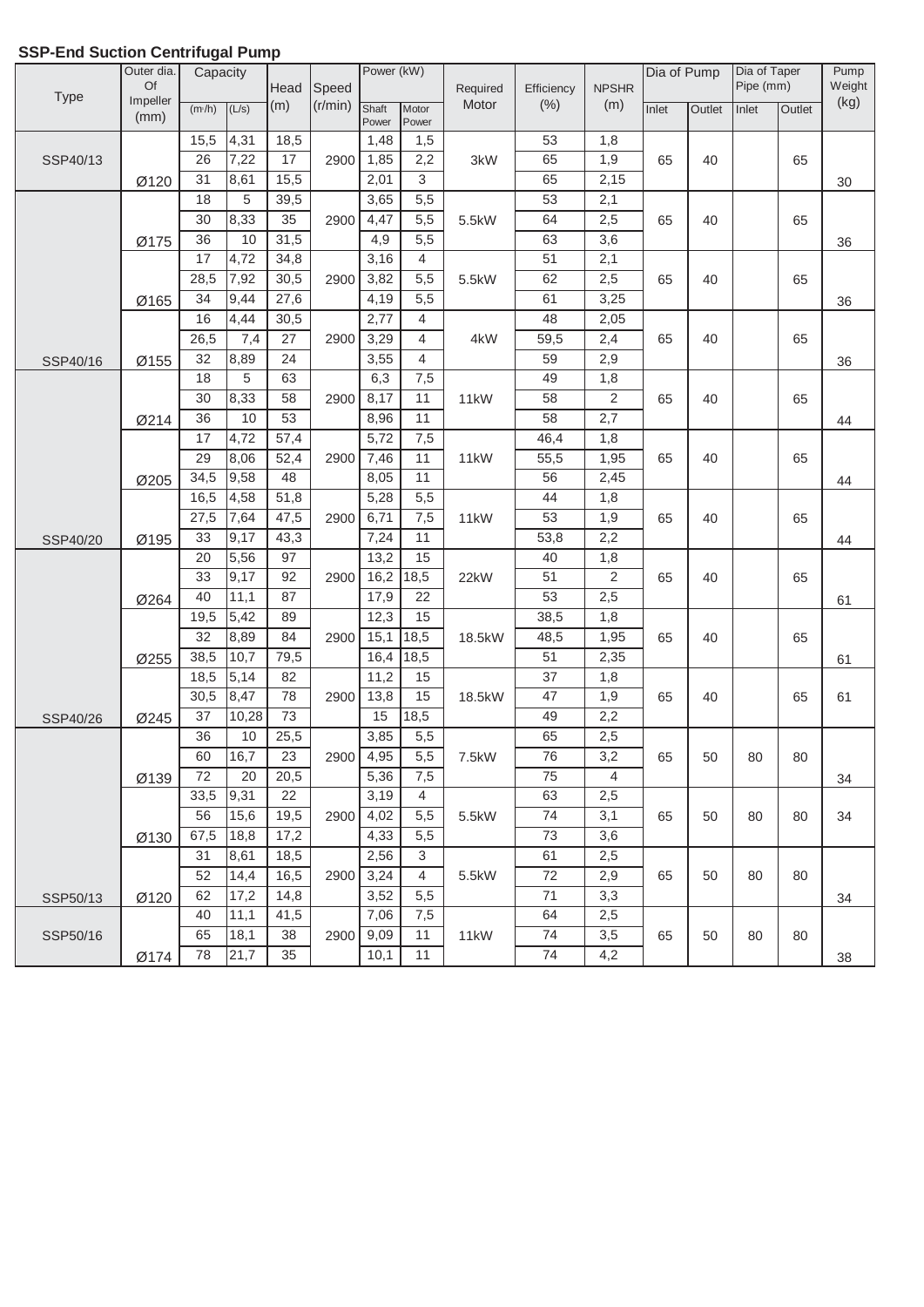## SSP-End Suction Centrifugal Pump

| Type | Outer dia. Of Impeller (mm) | Capacity | | Head (m) | Speed (r/min) | Power (kW) | | Required Motor | Efficiency (%) | NPSHR (m) | Dia of Pump | | Dia of Taper Pipe (mm) | | Pump Weight (kg) |
|---|---|---|---|---|---|---|---|---|---|---|---|---|---|---|---|
| | | (m³/h) | (L/s) | | | Shaft Power | Motor Power | | | | Inlet | Outlet | Inlet | Outlet | |
| SSP40/13 | Ø120 | 15,5 | 4,31 | 18,5 | 2900 | 1,48 | 1,5 | 3kW | 53 | 1,8 | 65 | 40 | | 65 | 30 |
| | | 26 | 7,22 | 17 | | 1,85 | 2,2 | | 65 | 1,9 | | | | | |
| | | 31 | 8,61 | 15,5 | | 2,01 | 3 | | 65 | 2,15 | | | | | |
| SSP40/16 | Ø175 | 18 | 5 | 39,5 | 2900 | 3,65 | 5,5 | 5.5kW | 53 | 2,1 | 65 | 40 | | 65 | 36 |
| | | 30 | 8,33 | 35 | | 4,47 | 5,5 | | 64 | 2,5 | | | | | |
| | | 36 | 10 | 31,5 | | 4,9 | 5,5 | | 63 | 3,6 | | | | | |
| | Ø165 | 17 | 4,72 | 34,8 | 2900 | 3,16 | 4 | 5.5kW | 51 | 2,1 | 65 | 40 | | 65 | 36 |
| | | 28,5 | 7,92 | 30,5 | | 3,82 | 5,5 | | 62 | 2,5 | | | | | |
| | | 34 | 9,44 | 27,6 | | 4,19 | 5,5 | | 61 | 3,25 | | | | | |
| | Ø155 | 16 | 4,44 | 30,5 | 2900 | 2,77 | 4 | 4kW | 48 | 2,05 | 65 | 40 | | 65 | 36 |
| | | 26,5 | 7,4 | 27 | | 3,29 | 4 | | 59,5 | 2,4 | | | | | |
| | | 32 | 8,89 | 24 | | 3,55 | 4 | | 59 | 2,9 | | | | | |
| SSP40/20 | Ø214 | 18 | 5 | 63 | 2900 | 6,3 | 7,5 | 11kW | 49 | 1,8 | 65 | 40 | | 65 | 44 |
| | | 30 | 8,33 | 58 | | 8,17 | 11 | | 58 | 2 | | | | | |
| | | 36 | 10 | 53 | | 8,96 | 11 | | 58 | 2,7 | | | | | |
| | Ø205 | 17 | 4,72 | 57,4 | 2900 | 5,72 | 7,5 | 11kW | 46,4 | 1,8 | 65 | 40 | | 65 | 44 |
| | | 29 | 8,06 | 52,4 | | 7,46 | 11 | | 55,5 | 1,95 | | | | | |
| | | 34,5 | 9,58 | 48 | | 8,05 | 11 | | 56 | 2,45 | | | | | |
| | Ø195 | 16,5 | 4,58 | 51,8 | 2900 | 5,28 | 5,5 | 11kW | 44 | 1,8 | 65 | 40 | | 65 | 44 |
| | | 27,5 | 7,64 | 47,5 | | 6,71 | 7,5 | | 53 | 1,9 | | | | | |
| | | 33 | 9,17 | 43,3 | | 7,24 | 11 | | 53,8 | 2,2 | | | | | |
| SSP40/26 | Ø264 | 20 | 5,56 | 97 | 2900 | 13,2 | 15 | 22kW | 40 | 1,8 | 65 | 40 | | 65 | 61 |
| | | 33 | 9,17 | 92 | | 16,2 | 18,5 | | 51 | 2 | | | | | |
| | | 40 | 11,1 | 87 | | 17,9 | 22 | | 53 | 2,5 | | | | | |
| | Ø255 | 19,5 | 5,42 | 89 | 2900 | 12,3 | 15 | 18.5kW | 38,5 | 1,8 | 65 | 40 | | 65 | 61 |
| | | 32 | 8,89 | 84 | | 15,1 | 18,5 | | 48,5 | 1,95 | | | | | |
| | | 38,5 | 10,7 | 79,5 | | 16,4 | 18,5 | | 51 | 2,35 | | | | | |
| | Ø245 | 18,5 | 5,14 | 82 | 2900 | 11,2 | 15 | 18.5kW | 37 | 1,8 | 65 | 40 | | 65 | 61 |
| | | 30,5 | 8,47 | 78 | | 13,8 | 15 | | 47 | 1,9 | | | | | |
| | | 37 | 10,28 | 73 | | 15 | 18,5 | | 49 | 2,2 | | | | | |
| SSP50/13 | Ø139 | 36 | 10 | 25,5 | 2900 | 3,85 | 5,5 | 7.5kW | 65 | 2,5 | 65 | 50 | 80 | 80 | 34 |
| | | 60 | 16,7 | 23 | | 4,95 | 5,5 | | 76 | 3,2 | | | | | |
| | | 72 | 20 | 20,5 | | 5,36 | 7,5 | | 75 | 4 | | | | | |
| | Ø130 | 33,5 | 9,31 | 22 | 2900 | 3,19 | 4 | 5.5kW | 63 | 2,5 | 65 | 50 | 80 | 80 | 34 |
| | | 56 | 15,6 | 19,5 | | 4,02 | 5,5 | | 74 | 3,1 | | | | | |
| | | 67,5 | 18,8 | 17,2 | | 4,33 | 5,5 | | 73 | 3,6 | | | | | |
| | Ø120 | 31 | 8,61 | 18,5 | 2900 | 2,56 | 3 | 5.5kW | 61 | 2,5 | 65 | 50 | 80 | 80 | 34 |
| | | 52 | 14,4 | 16,5 | | 3,24 | 4 | | 72 | 2,9 | | | | | |
| | | 62 | 17,2 | 14,8 | | 3,52 | 5,5 | | 71 | 3,3 | | | | | |
| SSP50/16 | Ø174 | 40 | 11,1 | 41,5 | 2900 | 7,06 | 7,5 | 11kW | 64 | 2,5 | 65 | 50 | 80 | 80 | 38 |
| | | 65 | 18,1 | 38 | | 9,09 | 11 | | 74 | 3,5 | | | | | |
| | | 78 | 21,7 | 35 | | 10,1 | 11 | | 74 | 4,2 | | | | | |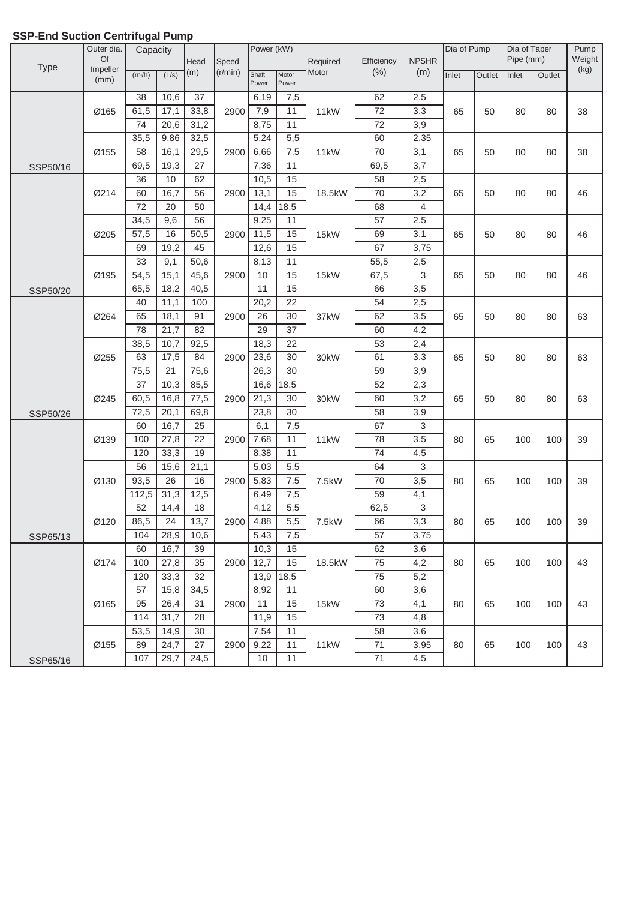## SSP-End Suction Centrifugal Pump

| Type | Outer dia. Of Impeller (mm) | Capacity | | Head (m) | Speed (r/min) | Power (kW) | | Required Motor | Efficiency (%) | NPSHR (m) | Dia of Pump | | Dia of Taper Pipe (mm) | | Pump Weight (kg) |
|---|---|---|---|---|---|---|---|---|---|---|---|---|---|---|---|
| | | (m³/h) | (L/s) | | | Shaft Power | Motor Power | | | | Inlet | Outlet | Inlet | Outlet | |
| SSP50/16 | Ø165 | 38 | 10,6 | 37 | 2900 | 6,19 | 7,5 | 11kW | 62 | 2,5 | 65 | 50 | 80 | 80 | 38 |
| | | 61,5 | 17,1 | 33,8 | | 7,9 | 11 | | 72 | 3,3 | | | | | |
| | | 74 | 20,6 | 31,2 | | 8,75 | 11 | | 72 | 3,9 | | | | | |
| | Ø155 | 35,5 | 9,86 | 32,5 | 2900 | 5,24 | 5,5 | 11kW | 60 | 2,35 | 65 | 50 | 80 | 80 | 38 |
| | | 58 | 16,1 | 29,5 | | 6,66 | 7,5 | | 70 | 3,1 | | | | | |
| | | 69,5 | 19,3 | 27 | | 7,36 | 11 | | 69,5 | 3,7 | | | | | |
| SSP50/20 | Ø214 | 36 | 10 | 62 | 2900 | 10,5 | 15 | 18.5kW | 58 | 2,5 | 65 | 50 | 80 | 80 | 46 |
| | | 60 | 16,7 | 56 | | 13,1 | 15 | | 70 | 3,2 | | | | | |
| | | 72 | 20 | 50 | | 14,4 | 18,5 | | 68 | 4 | | | | | |
| | Ø205 | 34,5 | 9,6 | 56 | 2900 | 9,25 | 11 | 15kW | 57 | 2,5 | 65 | 50 | 80 | 80 | 46 |
| | | 57,5 | 16 | 50,5 | | 11,5 | 15 | | 69 | 3,1 | | | | | |
| | | 69 | 19,2 | 45 | | 12,6 | 15 | | 67 | 3,75 | | | | | |
| | Ø195 | 33 | 9,1 | 50,6 | 2900 | 8,13 | 11 | 15kW | 55,5 | 2,5 | 65 | 50 | 80 | 80 | 46 |
| | | 54,5 | 15,1 | 45,6 | | 10 | 15 | | 67,5 | 3 | | | | | |
| | | 65,5 | 18,2 | 40,5 | | 11 | 15 | | 66 | 3,5 | | | | | |
| SSP50/26 | Ø264 | 40 | 11,1 | 100 | 2900 | 20,2 | 22 | 37kW | 54 | 2,5 | 65 | 50 | 80 | 80 | 63 |
| | | 65 | 18,1 | 91 | | 26 | 30 | | 62 | 3,5 | | | | | |
| | | 78 | 21,7 | 82 | | 29 | 37 | | 60 | 4,2 | | | | | |
| | Ø255 | 38,5 | 10,7 | 92,5 | 2900 | 18,3 | 22 | 30kW | 53 | 2,4 | 65 | 50 | 80 | 80 | 63 |
| | | 63 | 17,5 | 84 | | 23,6 | 30 | | 61 | 3,3 | | | | | |
| | | 75,5 | 21 | 75,6 | | 26,3 | 30 | | 59 | 3,9 | | | | | |
| | Ø245 | 37 | 10,3 | 85,5 | 2900 | 16,6 | 18,5 | 30kW | 52 | 2,3 | 65 | 50 | 80 | 80 | 63 |
| | | 60,5 | 16,8 | 77,5 | | 21,3 | 30 | | 60 | 3,2 | | | | | |
| | | 72,5 | 20,1 | 69,8 | | 23,8 | 30 | | 58 | 3,9 | | | | | |
| SSP65/13 | Ø139 | 60 | 16,7 | 25 | 2900 | 6,1 | 7,5 | 11kW | 67 | 3 | 80 | 65 | 100 | 100 | 39 |
| | | 100 | 27,8 | 22 | | 7,68 | 11 | | 78 | 3,5 | | | | | |
| | | 120 | 33,3 | 19 | | 8,38 | 11 | | 74 | 4,5 | | | | | |
| | Ø130 | 56 | 15,6 | 21,1 | 2900 | 5,03 | 5,5 | 7.5kW | 64 | 3 | 80 | 65 | 100 | 100 | 39 |
| | | 93,5 | 26 | 16 | | 5,83 | 7,5 | | 70 | 3,5 | | | | | |
| | | 112,5 | 31,3 | 12,5 | | 6,49 | 7,5 | | 59 | 4,1 | | | | | |
| | Ø120 | 52 | 14,4 | 18 | 2900 | 4,12 | 5,5 | 7.5kW | 62,5 | 3 | 80 | 65 | 100 | 100 | 39 |
| | | 86,5 | 24 | 13,7 | | 4,88 | 5,5 | | 66 | 3,3 | | | | | |
| | | 104 | 28,9 | 10,6 | | 5,43 | 7,5 | | 57 | 3,75 | | | | | |
| SSP65/16 | Ø174 | 60 | 16,7 | 39 | 2900 | 10,3 | 15 | 18.5kW | 62 | 3,6 | 80 | 65 | 100 | 100 | 43 |
| | | 100 | 27,8 | 35 | | 12,7 | 15 | | 75 | 4,2 | | | | | |
| | | 120 | 33,3 | 32 | | 13,9 | 18,5 | | 75 | 5,2 | | | | | |
| | Ø165 | 57 | 15,8 | 34,5 | 2900 | 8,92 | 11 | 15kW | 60 | 3,6 | 80 | 65 | 100 | 100 | 43 |
| | | 95 | 26,4 | 31 | | 11 | 15 | | 73 | 4,1 | | | | | |
| | | 114 | 31,7 | 28 | | 11,9 | 15 | | 73 | 4,8 | | | | | |
| | Ø155 | 53,5 | 14,9 | 30 | 2900 | 7,54 | 11 | 11kW | 58 | 3,6 | 80 | 65 | 100 | 100 | 43 |
| | | 89 | 24,7 | 27 | | 9,22 | 11 | | 71 | 3,95 | | | | | |
| | | 107 | 29,7 | 24,5 | | 10 | 11 | | 71 | 4,5 | | | | | |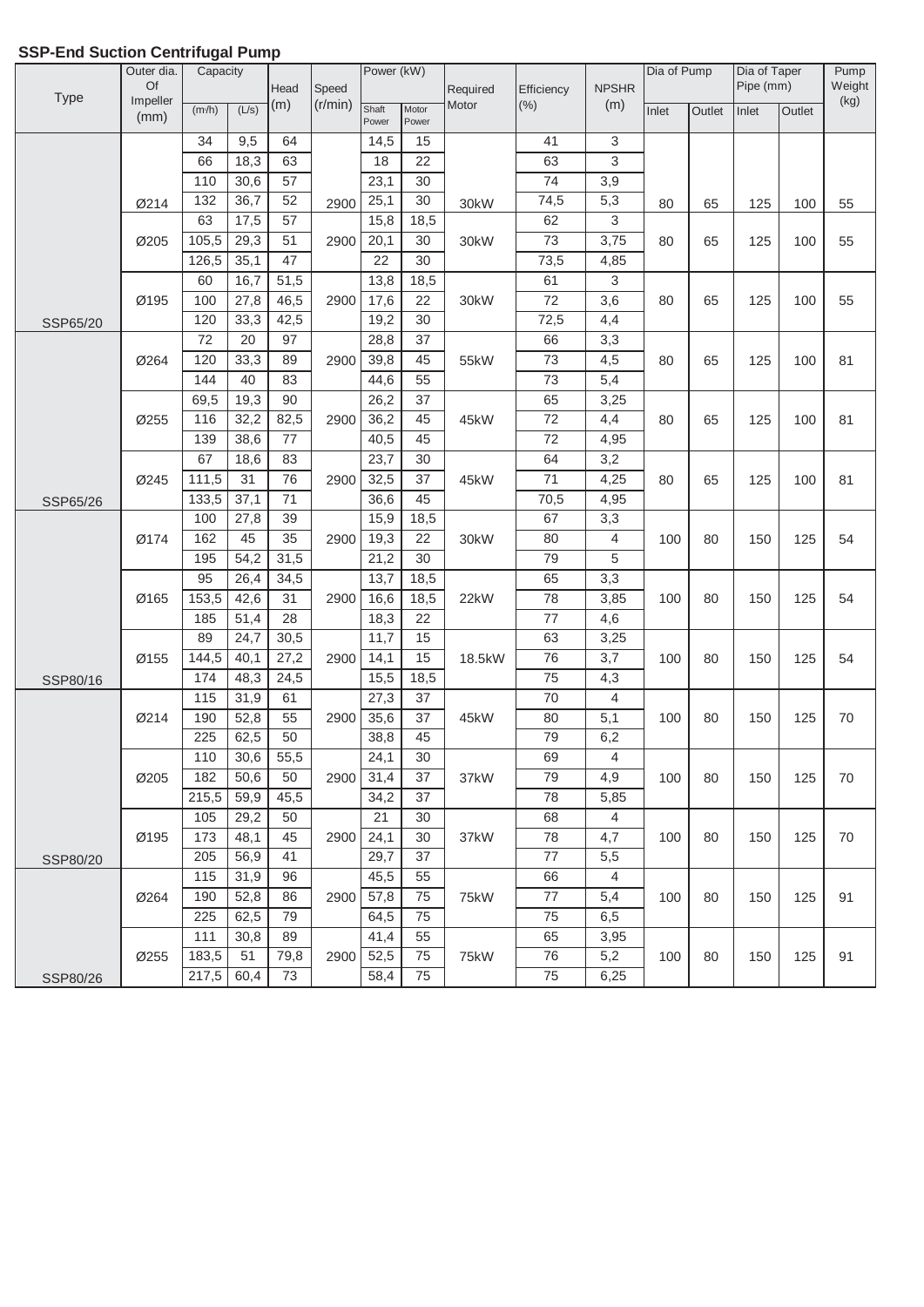## SSP-End Suction Centrifugal Pump

| Type | Outer dia. Of Impeller (mm) | Capacity | | Head (m) | Speed (r/min) | Power (kW) | | Required Motor | Efficiency (%) | NPSHR (m) | Dia of Pump | | Dia of Taper Pipe (mm) | | Pump Weight (kg) |
|---|---|---|---|---|---|---|---|---|---|---|---|---|---|---|---|
| | | (m³/h) | (L/s) | | | Shaft Power | Motor Power | | | | Inlet | Outlet | Inlet | Outlet | |
| SSP65/20 | Ø214 | 34 | 9,5 | 64 | 2900 | 14,5 | 15 | 30kW | 41 | 3 | 80 | 65 | 125 | 100 | 55 |
| | | 66 | 18,3 | 63 | | 18 | 22 | | 63 | 3 | | | | | |
| | | 110 | 30,6 | 57 | | 23,1 | 30 | | 74 | 3,9 | | | | | |
| | | 132 | 36,7 | 52 | | 25,1 | 30 | | 74,5 | 5,3 | | | | | |
| | Ø205 | 63 | 17,5 | 57 | 2900 | 15,8 | 18,5 | 30kW | 62 | 3 | 80 | 65 | 125 | 100 | 55 |
| | | 105,5 | 29,3 | 51 | | 20,1 | 30 | | 73 | 3,75 | | | | | |
| | | 126,5 | 35,1 | 47 | | 22 | 30 | | 73,5 | 4,85 | | | | | |
| | Ø195 | 60 | 16,7 | 51,5 | 2900 | 13,8 | 18,5 | 30kW | 61 | 3 | 80 | 65 | 125 | 100 | 55 |
| | | 100 | 27,8 | 46,5 | | 17,6 | 22 | | 72 | 3,6 | | | | | |
| | | 120 | 33,3 | 42,5 | | 19,2 | 30 | | 72,5 | 4,4 | | | | | |
| SSP65/26 | Ø264 | 72 | 20 | 97 | 2900 | 28,8 | 37 | 55kW | 66 | 3,3 | 80 | 65 | 125 | 100 | 81 |
| | | 120 | 33,3 | 89 | | 39,8 | 45 | | 73 | 4,5 | | | | | |
| | | 144 | 40 | 83 | | 44,6 | 55 | | 73 | 5,4 | | | | | |
| | Ø255 | 69,5 | 19,3 | 90 | 2900 | 26,2 | 37 | 45kW | 65 | 3,25 | 80 | 65 | 125 | 100 | 81 |
| | | 116 | 32,2 | 82,5 | | 36,2 | 45 | | 72 | 4,4 | | | | | |
| | | 139 | 38,6 | 77 | | 40,5 | 45 | | 72 | 4,95 | | | | | |
| | Ø245 | 67 | 18,6 | 83 | 2900 | 23,7 | 30 | 45kW | 64 | 3,2 | 80 | 65 | 125 | 100 | 81 |
| | | 111,5 | 31 | 76 | | 32,5 | 37 | | 71 | 4,25 | | | | | |
| | | 133,5 | 37,1 | 71 | | 36,6 | 45 | | 70,5 | 4,95 | | | | | |
| SSP80/16 | Ø174 | 100 | 27,8 | 39 | 2900 | 15,9 | 18,5 | 30kW | 67 | 3,3 | 100 | 80 | 150 | 125 | 54 |
| | | 162 | 45 | 35 | | 19,3 | 22 | | 80 | 4 | | | | | |
| | | 195 | 54,2 | 31,5 | | 21,2 | 30 | | 79 | 5 | | | | | |
| | Ø165 | 95 | 26,4 | 34,5 | 2900 | 13,7 | 18,5 | 22kW | 65 | 3,3 | 100 | 80 | 150 | 125 | 54 |
| | | 153,5 | 42,6 | 31 | | 16,6 | 18,5 | | 78 | 3,85 | | | | | |
| | | 185 | 51,4 | 28 | | 18,3 | 22 | | 77 | 4,6 | | | | | |
| | Ø155 | 89 | 24,7 | 30,5 | 2900 | 11,7 | 15 | 18.5kW | 63 | 3,25 | 100 | 80 | 150 | 125 | 54 |
| | | 144,5 | 40,1 | 27,2 | | 14,1 | 15 | | 76 | 3,7 | | | | | |
| | | 174 | 48,3 | 24,5 | | 15,5 | 18,5 | | 75 | 4,3 | | | | | |
| SSP80/20 | Ø214 | 115 | 31,9 | 61 | 2900 | 27,3 | 37 | 45kW | 70 | 4 | 100 | 80 | 150 | 125 | 70 |
| | | 190 | 52,8 | 55 | | 35,6 | 37 | | 80 | 5,1 | | | | | |
| | | 225 | 62,5 | 50 | | 38,8 | 45 | | 79 | 6,2 | | | | | |
| | Ø205 | 110 | 30,6 | 55,5 | 2900 | 24,1 | 30 | 37kW | 69 | 4 | 100 | 80 | 150 | 125 | 70 |
| | | 182 | 50,6 | 50 | | 31,4 | 37 | | 79 | 4,9 | | | | | |
| | | 215,5 | 59,9 | 45,5 | | 34,2 | 37 | | 78 | 5,85 | | | | | |
| | Ø195 | 105 | 29,2 | 50 | 2900 | 21 | 30 | 37kW | 68 | 4 | 100 | 80 | 150 | 125 | 70 |
| | | 173 | 48,1 | 45 | | 24,1 | 30 | | 78 | 4,7 | | | | | |
| | | 205 | 56,9 | 41 | | 29,7 | 37 | | 77 | 5,5 | | | | | |
| SSP80/26 | Ø264 | 115 | 31,9 | 96 | 2900 | 45,5 | 55 | 75kW | 66 | 4 | 100 | 80 | 150 | 125 | 91 |
| | | 190 | 52,8 | 86 | | 57,8 | 75 | | 77 | 5,4 | | | | | |
| | | 225 | 62,5 | 79 | | 64,5 | 75 | | 75 | 6,5 | | | | | |
| | Ø255 | 111 | 30,8 | 89 | 2900 | 41,4 | 55 | 75kW | 65 | 3,95 | 100 | 80 | 150 | 125 | 91 |
| | | 183,5 | 51 | 79,8 | | 52,5 | 75 | | 76 | 5,2 | | | | | |
| | | 217,5 | 60,4 | 73 | | 58,4 | 75 | | 75 | 6,25 | | | | | |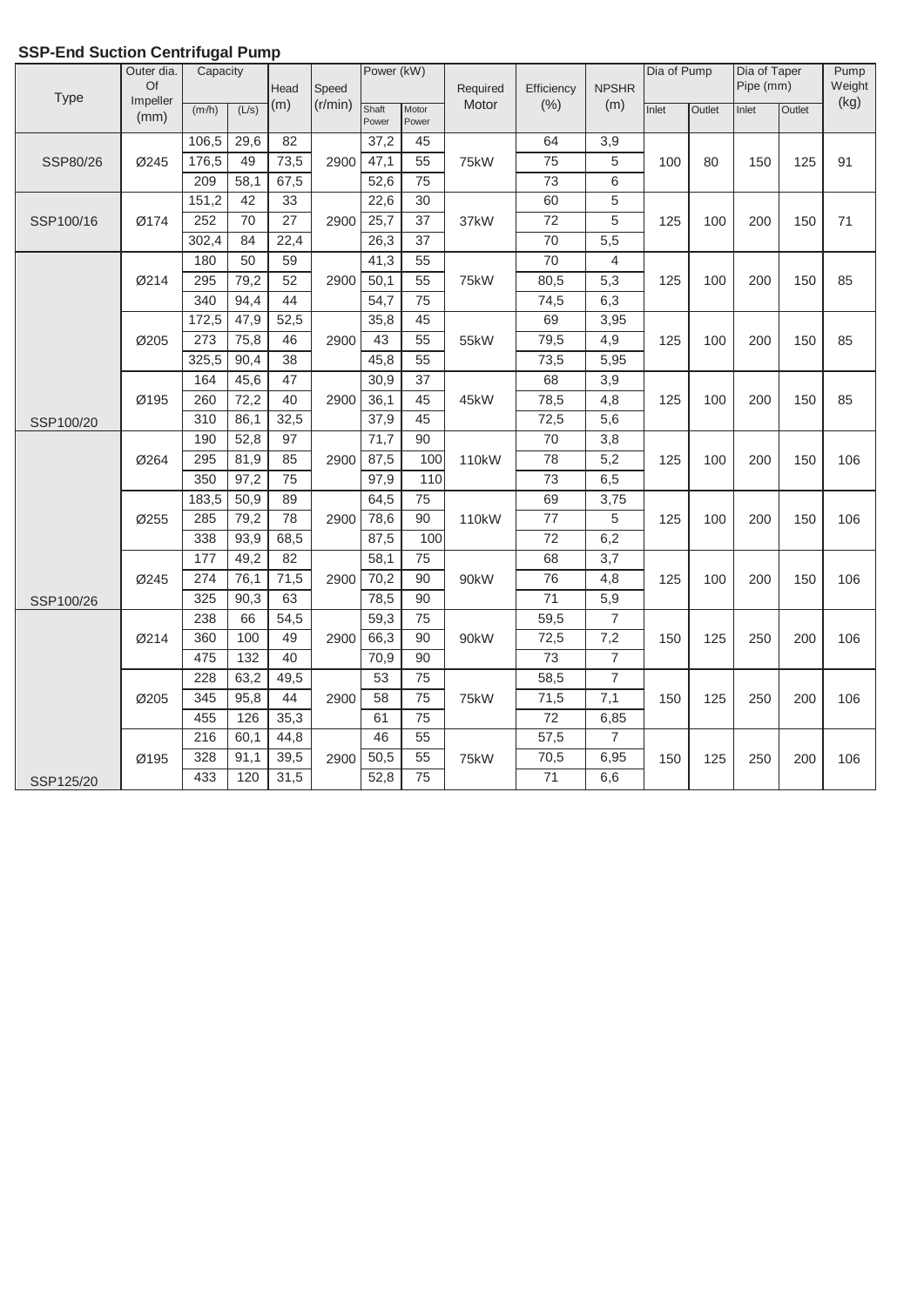## SSP-End Suction Centrifugal Pump

| Type | Outer dia. Of Impeller (mm) | Capacity | | Head (m) | Speed (r/min) | Power (kW) | | Required Motor | Efficiency (%) | NPSHR (m) | Dia of Pump | | Dia of Taper Pipe (mm) | | Pump Weight (kg) |
|---|---|---|---|---|---|---|---|---|---|---|---|---|---|---|---|
| | | (m³/h) | (L/s) | | | Shaft Power | Motor Power | | | | Inlet | Outlet | Inlet | Outlet | |
| SSP80/26 | Ø245 | 106,5 | 29,6 | 82 | 2900 | 37,2 | 45 | 75kW | 64 | 3,9 | 100 | 80 | 150 | 125 | 91 |
| | | 176,5 | 49 | 73,5 | | 47,1 | 55 | | 75 | 5 | | | | | |
| | | 209 | 58,1 | 67,5 | | 52,6 | 75 | | 73 | 6 | | | | | |
| SSP100/16 | Ø174 | 151,2 | 42 | 33 | 2900 | 22,6 | 30 | 37kW | 60 | 5 | 125 | 100 | 200 | 150 | 71 |
| | | 252 | 70 | 27 | | 25,7 | 37 | | 72 | 5 | | | | | |
| | | 302,4 | 84 | 22,4 | | 26,3 | 37 | | 70 | 5,5 | | | | | |
| SSP100/20 | Ø214 | 180 | 50 | 59 | 2900 | 41,3 | 55 | 75kW | 70 | 4 | 125 | 100 | 200 | 150 | 85 |
| | | 295 | 79,2 | 52 | | 50,1 | 55 | | 80,5 | 5,3 | | | | | |
| | | 340 | 94,4 | 44 | | 54,7 | 75 | | 74,5 | 6,3 | | | | | |
| | Ø205 | 172,5 | 47,9 | 52,5 | 2900 | 35,8 | 45 | 55kW | 69 | 3,95 | 125 | 100 | 200 | 150 | 85 |
| | | 273 | 75,8 | 46 | | 43 | 55 | | 79,5 | 4,9 | | | | | |
| | | 325,5 | 90,4 | 38 | | 45,8 | 55 | | 73,5 | 5,95 | | | | | |
| | Ø195 | 164 | 45,6 | 47 | 2900 | 30,9 | 37 | 45kW | 68 | 3,9 | 125 | 100 | 200 | 150 | 85 |
| | | 260 | 72,2 | 40 | | 36,1 | 45 | | 78,5 | 4,8 | | | | | |
| | | 310 | 86,1 | 32,5 | | 37,9 | 45 | | 72,5 | 5,6 | | | | | |
| SSP100/26 | Ø264 | 190 | 52,8 | 97 | 2900 | 71,7 | 90 | 110kW | 70 | 3,8 | 125 | 100 | 200 | 150 | 106 |
| | | 295 | 81,9 | 85 | | 87,5 | 100 | | 78 | 5,2 | | | | | |
| | | 350 | 97,2 | 75 | | 97,9 | 110 | | 73 | 6,5 | | | | | |
| | Ø255 | 183,5 | 50,9 | 89 | 2900 | 64,5 | 75 | 110kW | 69 | 3,75 | 125 | 100 | 200 | 150 | 106 |
| | | 285 | 79,2 | 78 | | 78,6 | 90 | | 77 | 5 | | | | | |
| | | 338 | 93,9 | 68,5 | | 87,5 | 100 | | 72 | 6,2 | | | | | |
| | Ø245 | 177 | 49,2 | 82 | 2900 | 58,1 | 75 | 90kW | 68 | 3,7 | 125 | 100 | 200 | 150 | 106 |
| | | 274 | 76,1 | 71,5 | | 70,2 | 90 | | 76 | 4,8 | | | | | |
| | | 325 | 90,3 | 63 | | 78,5 | 90 | | 71 | 5,9 | | | | | |
| SSP125/20 | Ø214 | 238 | 66 | 54,5 | 2900 | 59,3 | 75 | 90kW | 59,5 | 7 | 150 | 125 | 250 | 200 | 106 |
| | | 360 | 100 | 49 | | 66,3 | 90 | | 72,5 | 7,2 | | | | | |
| | | 475 | 132 | 40 | | 70,9 | 90 | | 73 | 7 | | | | | |
| | Ø205 | 228 | 63,2 | 49,5 | 2900 | 53 | 75 | 75kW | 58,5 | 7 | 150 | 125 | 250 | 200 | 106 |
| | | 345 | 95,8 | 44 | | 58 | 75 | | 71,5 | 7,1 | | | | | |
| | | 455 | 126 | 35,3 | | 61 | 75 | | 72 | 6,85 | | | | | |
| | Ø195 | 216 | 60,1 | 44,8 | 2900 | 46 | 55 | 75kW | 57,5 | 7 | 150 | 125 | 250 | 200 | 106 |
| | | 328 | 91,1 | 39,5 | | 50,5 | 55 | | 70,5 | 6,95 | | | | | |
| | | 433 | 120 | 31,5 | | 52,8 | 75 | | 71 | 6,6 | | | | | |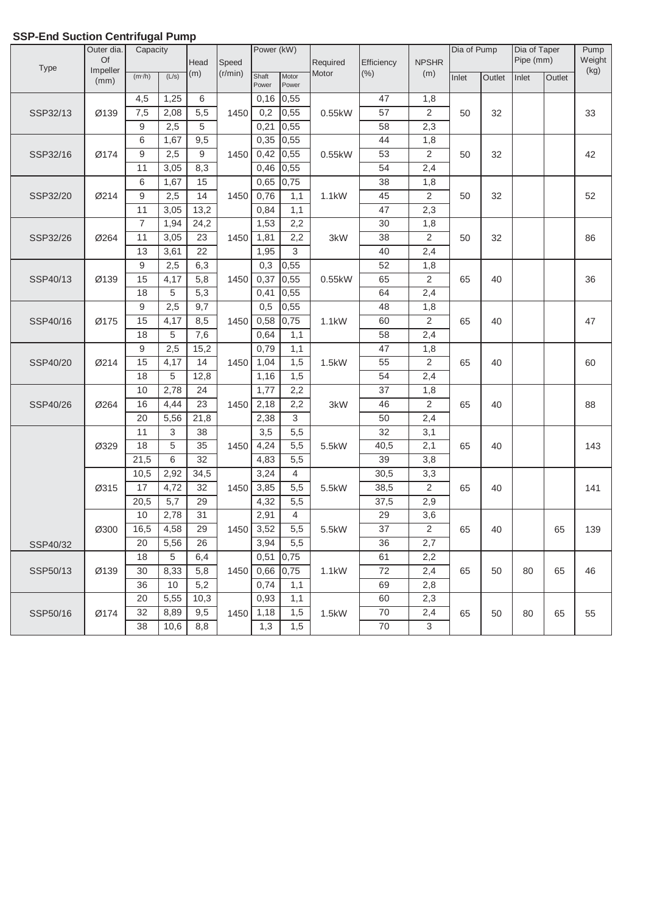## SSP-End Suction Centrifugal Pump

| Type | Outer dia. Of Impeller (mm) | Capacity | | Head (m) | Speed (r/min) | Power (kW) | | Required Motor | Efficiency (%) | NPSHR (m) | Dia of Pump | | Dia of Taper Pipe (mm) | | Pump Weight (kg) |
|---|---|---|---|---|---|---|---|---|---|---|---|---|---|---|---|
| | | (m³/h) | (L/s) | | | Shaft Power | Motor Power | | | | Inlet | Outlet | Inlet | Outlet | |
| SSP32/13 | Ø139 | 4,5 | 1,25 | 6 | 1450 | 0,16 | 0,55 | 0.55kW | 47 | 1,8 | 50 | 32 | | | 33 |
| | | 7,5 | 2,08 | 5,5 | | 0,2 | 0,55 | | 57 | 2 | | | | | |
| | | 9 | 2,5 | 5 | | 0,21 | 0,55 | | 58 | 2,3 | | | | | |
| SSP32/16 | Ø174 | 6 | 1,67 | 9,5 | 1450 | 0,35 | 0,55 | 0.55kW | 44 | 1,8 | 50 | 32 | | | 42 |
| | | 9 | 2,5 | 9 | | 0,42 | 0,55 | | 53 | 2 | | | | | |
| | | 11 | 3,05 | 8,3 | | 0,46 | 0,55 | | 54 | 2,4 | | | | | |
| SSP32/20 | Ø214 | 6 | 1,67 | 15 | 1450 | 0,65 | 0,75 | 1.1kW | 38 | 1,8 | 50 | 32 | | | 52 |
| | | 9 | 2,5 | 14 | | 0,76 | 1,1 | | 45 | 2 | | | | | |
| | | 11 | 3,05 | 13,2 | | 0,84 | 1,1 | | 47 | 2,3 | | | | | |
| SSP32/26 | Ø264 | 7 | 1,94 | 24,2 | 1450 | 1,53 | 2,2 | 3kW | 30 | 1,8 | 50 | 32 | | | 86 |
| | | 11 | 3,05 | 23 | | 1,81 | 2,2 | | 38 | 2 | | | | | |
| | | 13 | 3,61 | 22 | | 1,95 | 3 | | 40 | 2,4 | | | | | |
| SSP40/13 | Ø139 | 9 | 2,5 | 6,3 | 1450 | 0,3 | 0,55 | 0.55kW | 52 | 1,8 | 65 | 40 | | | 36 |
| | | 15 | 4,17 | 5,8 | | 0,37 | 0,55 | | 65 | 2 | | | | | |
| | | 18 | 5 | 5,3 | | 0,41 | 0,55 | | 64 | 2,4 | | | | | |
| SSP40/16 | Ø175 | 9 | 2,5 | 9,7 | 1450 | 0,5 | 0,55 | 1.1kW | 48 | 1,8 | 65 | 40 | | | 47 |
| | | 15 | 4,17 | 8,5 | | 0,58 | 0,75 | | 60 | 2 | | | | | |
| | | 18 | 5 | 7,6 | | 0,64 | 1,1 | | 58 | 2,4 | | | | | |
| SSP40/20 | Ø214 | 9 | 2,5 | 15,2 | 1450 | 0,79 | 1,1 | 1.5kW | 47 | 1,8 | 65 | 40 | | | 60 |
| | | 15 | 4,17 | 14 | | 1,04 | 1,5 | | 55 | 2 | | | | | |
| | | 18 | 5 | 12,8 | | 1,16 | 1,5 | | 54 | 2,4 | | | | | |
| SSP40/26 | Ø264 | 10 | 2,78 | 24 | 1450 | 1,77 | 2,2 | 3kW | 37 | 1,8 | 65 | 40 | | | 88 |
| | | 16 | 4,44 | 23 | | 2,18 | 2,2 | | 46 | 2 | | | | | |
| | | 20 | 5,56 | 21,8 | | 2,38 | 3 | | 50 | 2,4 | | | | | |
| SSP40/32 | Ø329 | 11 | 3 | 38 | 1450 | 3,5 | 5,5 | 5.5kW | 32 | 3,1 | 65 | 40 | | | 143 |
| | | 18 | 5 | 35 | | 4,24 | 5,5 | | 40,5 | 2,1 | | | | | |
| | | 21,5 | 6 | 32 | | 4,83 | 5,5 | | 39 | 3,8 | | | | | |
| | Ø315 | 10,5 | 2,92 | 34,5 | 1450 | 3,24 | 4 | 5.5kW | 30,5 | 3,3 | 65 | 40 | | | 141 |
| | | 17 | 4,72 | 32 | | 3,85 | 5,5 | | 38,5 | 2 | | | | | |
| | | 20,5 | 5,7 | 29 | | 4,32 | 5,5 | | 37,5 | 2,9 | | | | | |
| | Ø300 | 10 | 2,78 | 31 | 1450 | 2,91 | 4 | 5.5kW | 29 | 3,6 | 65 | 40 | | 65 | 139 |
| | | 16,5 | 4,58 | 29 | | 3,52 | 5,5 | | 37 | 2 | | | | | |
| | | 20 | 5,56 | 26 | | 3,94 | 5,5 | | 36 | 2,7 | | | | | |
| SSP50/13 | Ø139 | 18 | 5 | 6,4 | 1450 | 0,51 | 0,75 | 1.1kW | 61 | 2,2 | 65 | 50 | 80 | 65 | 46 |
| | | 30 | 8,33 | 5,8 | | 0,66 | 0,75 | | 72 | 2,4 | | | | | |
| | | 36 | 10 | 5,2 | | 0,74 | 1,1 | | 69 | 2,8 | | | | | |
| SSP50/16 | Ø174 | 20 | 5,55 | 10,3 | 1450 | 0,93 | 1,1 | 1.5kW | 60 | 2,3 | 65 | 50 | 80 | 65 | 55 |
| | | 32 | 8,89 | 9,5 | | 1,18 | 1,5 | | 70 | 2,4 | | | | | |
| | | 38 | 10,6 | 8,8 | | 1,3 | 1,5 | | 70 | 3 | | | | | |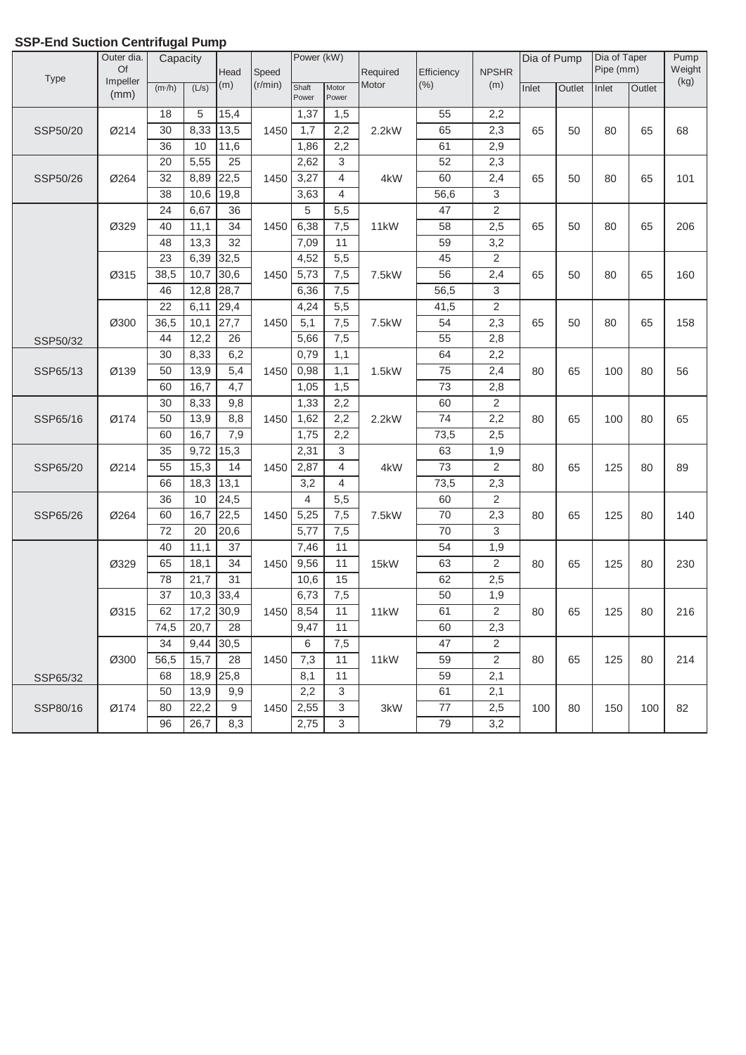## SSP-End Suction Centrifugal Pump

| Type | Outer dia. Of Impeller (mm) | Capacity | | Head (m) | Speed (r/min) | Power (kW) | | Required Motor | Efficiency (%) | NPSHR (m) | Dia of Pump | | Dia of Taper Pipe (mm) | | Pump Weight (kg) |
|---|---|---|---|---|---|---|---|---|---|---|---|---|---|---|---|
| | | (m³/h) | (L/s) | | | Shaft Power | Motor Power | | | | Inlet | Outlet | Inlet | Outlet | |
| SSP50/20 | Ø214 | 18 | 5 | 15,4 | 1450 | 1,37 | 1,5 | 2.2kW | 55 | 2,2 | 65 | 50 | 80 | 65 | 68 |
| | | 30 | 8,33 | 13,5 | | 1,7 | 2,2 | | 65 | 2,3 | | | | | |
| | | 36 | 10 | 11,6 | | 1,86 | 2,2 | | 61 | 2,9 | | | | | |
| SSP50/26 | Ø264 | 20 | 5,55 | 25 | 1450 | 2,62 | 3 | 4kW | 52 | 2,3 | 65 | 50 | 80 | 65 | 101 |
| | | 32 | 8,89 | 22,5 | | 3,27 | 4 | | 60 | 2,4 | | | | | |
| | | 38 | 10,6 | 19,8 | | 3,63 | 4 | | 56,6 | 3 | | | | | |
| SSP50/32 | Ø329 | 24 | 6,67 | 36 | 1450 | 5 | 5,5 | 11kW | 47 | 2 | 65 | 50 | 80 | 65 | 206 |
| | | 40 | 11,1 | 34 | | 6,38 | 7,5 | | 58 | 2,5 | | | | | |
| | | 48 | 13,3 | 32 | | 7,09 | 11 | | 59 | 3,2 | | | | | |
| | Ø315 | 23 | 6,39 | 32,5 | 1450 | 4,52 | 5,5 | 7.5kW | 45 | 2 | 65 | 50 | 80 | 65 | 160 |
| | | 38,5 | 10,7 | 30,6 | | 5,73 | 7,5 | | 56 | 2,4 | | | | | |
| | | 46 | 12,8 | 28,7 | | 6,36 | 7,5 | | 56,5 | 3 | | | | | |
| | Ø300 | 22 | 6,11 | 29,4 | 1450 | 4,24 | 5,5 | 7.5kW | 41,5 | 2 | 65 | 50 | 80 | 65 | 158 |
| | | 36,5 | 10,1 | 27,7 | | 5,1 | 7,5 | | 54 | 2,3 | | | | | |
| | | 44 | 12,2 | 26 | | 5,66 | 7,5 | | 55 | 2,8 | | | | | |
| SSP65/13 | Ø139 | 30 | 8,33 | 6,2 | 1450 | 0,79 | 1,1 | 1.5kW | 64 | 2,2 | 80 | 65 | 100 | 80 | 56 |
| | | 50 | 13,9 | 5,4 | | 0,98 | 1,1 | | 75 | 2,4 | | | | | |
| | | 60 | 16,7 | 4,7 | | 1,05 | 1,5 | | 73 | 2,8 | | | | | |
| SSP65/16 | Ø174 | 30 | 8,33 | 9,8 | 1450 | 1,33 | 2,2 | 2.2kW | 60 | 2 | 80 | 65 | 100 | 80 | 65 |
| | | 50 | 13,9 | 8,8 | | 1,62 | 2,2 | | 74 | 2,2 | | | | | |
| | | 60 | 16,7 | 7,9 | | 1,75 | 2,2 | | 73,5 | 2,5 | | | | | |
| SSP65/20 | Ø214 | 35 | 9,72 | 15,3 | 1450 | 2,31 | 3 | 4kW | 63 | 1,9 | 80 | 65 | 125 | 80 | 89 |
| | | 55 | 15,3 | 14 | | 2,87 | 4 | | 73 | 2 | | | | | |
| | | 66 | 18,3 | 13,1 | | 3,2 | 4 | | 73,5 | 2,3 | | | | | |
| SSP65/26 | Ø264 | 36 | 10 | 24,5 | 1450 | 4 | 5,5 | 7.5kW | 60 | 2 | 80 | 65 | 125 | 80 | 140 |
| | | 60 | 16,7 | 22,5 | | 5,25 | 7,5 | | 70 | 2,3 | | | | | |
| | | 72 | 20 | 20,6 | | 5,77 | 7,5 | | 70 | 3 | | | | | |
| SSP65/32 | Ø329 | 40 | 11,1 | 37 | 1450 | 7,46 | 11 | 15kW | 54 | 1,9 | 80 | 65 | 125 | 80 | 230 |
| | | 65 | 18,1 | 34 | | 9,56 | 11 | | 63 | 2 | | | | | |
| | | 78 | 21,7 | 31 | | 10,6 | 15 | | 62 | 2,5 | | | | | |
| | Ø315 | 37 | 10,3 | 33,4 | 1450 | 6,73 | 7,5 | 11kW | 50 | 1,9 | 80 | 65 | 125 | 80 | 216 |
| | | 62 | 17,2 | 30,9 | | 8,54 | 11 | | 61 | 2 | | | | | |
| | | 74,5 | 20,7 | 28 | | 9,47 | 11 | | 60 | 2,3 | | | | | |
| | Ø300 | 34 | 9,44 | 30,5 | 1450 | 6 | 7,5 | 11kW | 47 | 2 | 80 | 65 | 125 | 80 | 214 |
| | | 56,5 | 15,7 | 28 | | 7,3 | 11 | | 59 | 2 | | | | | |
| | | 68 | 18,9 | 25,8 | | 8,1 | 11 | | 59 | 2,1 | | | | | |
| SSP80/16 | Ø174 | 50 | 13,9 | 9,9 | 1450 | 2,2 | 3 | 3kW | 61 | 2,1 | 100 | 80 | 150 | 100 | 82 |
| | | 80 | 22,2 | 9 | | 2,55 | 3 | | 77 | 2,5 | | | | | |
| | | 96 | 26,7 | 8,3 | | 2,75 | 3 | | 79 | 3,2 | | | | | |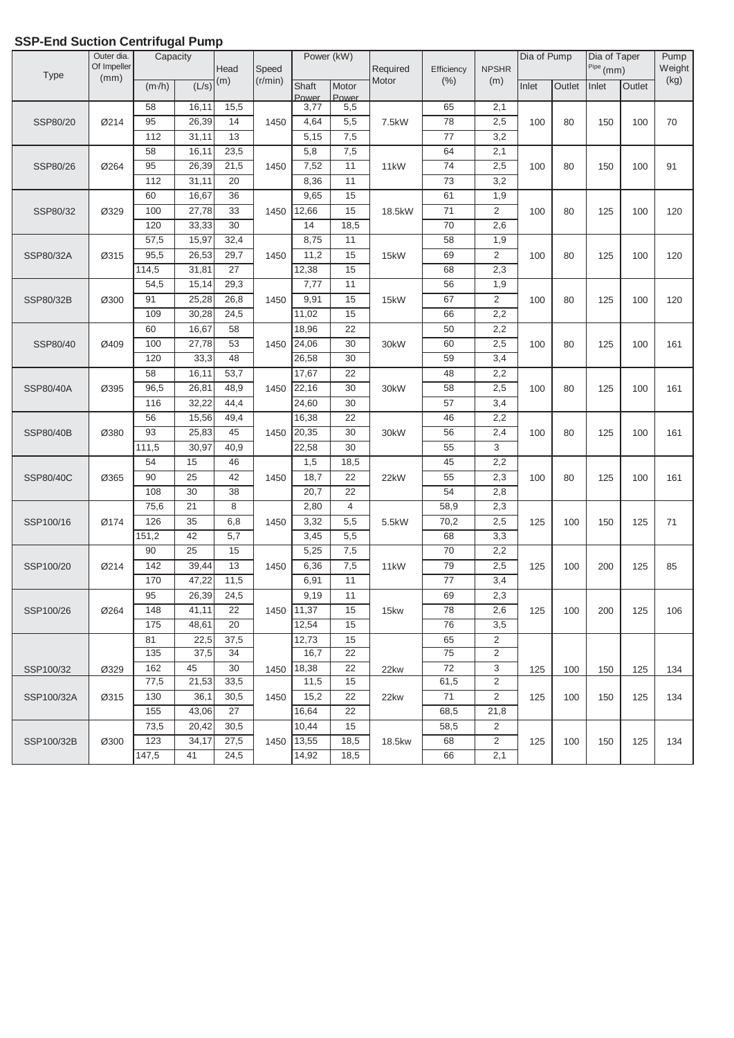## SSP-End Suction Centrifugal Pump

| Type | Outer dia. Of Impeller (mm) | Capacity | | Head (m) | Speed (r/min) | Power (kW) | | Required Motor | Efficiency (%) | NPSHR (m) | Dia of Pump | | Dia of Taper Pipe (mm) | | Pump Weight (kg) |
|---|---|---|---|---|---|---|---|---|---|---|---|---|---|---|---|
| | | (m³/h) | (L/s) | | | Shaft Power | Motor Power | | | | Inlet | Outlet | Inlet | Outlet | |
| SSP80/20 | Ø214 | 58 | 16,11 | 15,5 | 1450 | 3,77 | 5,5 | 7.5kW | 65 | 2,1 | 100 | 80 | 150 | 100 | 70 |
| | | 95 | 26,39 | 14 | | 4,64 | 5,5 | | 78 | 2,5 | | | | | |
| | | 112 | 31,11 | 13 | | 5,15 | 7,5 | | 77 | 3,2 | | | | | |
| SSP80/26 | Ø264 | 58 | 16,11 | 23,5 | 1450 | 5,8 | 7,5 | 11kW | 64 | 2,1 | 100 | 80 | 150 | 100 | 91 |
| | | 95 | 26,39 | 21,5 | | 7,52 | 11 | | 74 | 2,5 | | | | | |
| | | 112 | 31,11 | 20 | | 8,36 | 11 | | 73 | 3,2 | | | | | |
| SSP80/32 | Ø329 | 60 | 16,67 | 36 | 1450 | 9,65 | 15 | 18.5kW | 61 | 1,9 | 100 | 80 | 125 | 100 | 120 |
| | | 100 | 27,78 | 33 | | 12,66 | 15 | | 71 | 2 | | | | | |
| | | 120 | 33,33 | 30 | | 14 | 18,5 | | 70 | 2,6 | | | | | |
| SSP80/32A | Ø315 | 57,5 | 15,97 | 32,4 | 1450 | 8,75 | 11 | 15kW | 58 | 1,9 | 100 | 80 | 125 | 100 | 120 |
| | | 95,5 | 26,53 | 29,7 | | 11,2 | 15 | | 69 | 2 | | | | | |
| | | 114,5 | 31,81 | 27 | | 12,38 | 15 | | 68 | 2,3 | | | | | |
| SSP80/32B | Ø300 | 54,5 | 15,14 | 29,3 | 1450 | 7,77 | 11 | 15kW | 56 | 1,9 | 100 | 80 | 125 | 100 | 120 |
| | | 91 | 25,28 | 26,8 | | 9,91 | 15 | | 67 | 2 | | | | | |
| | | 109 | 30,28 | 24,5 | | 11,02 | 15 | | 66 | 2,2 | | | | | |
| SSP80/40 | Ø409 | 60 | 16,67 | 58 | 1450 | 18,96 | 22 | 30kW | 50 | 2,2 | 100 | 80 | 125 | 100 | 161 |
| | | 100 | 27,78 | 53 | | 24,06 | 30 | | 60 | 2,5 | | | | | |
| | | 120 | 33,3 | 48 | | 26,58 | 30 | | 59 | 3,4 | | | | | |
| SSP80/40A | Ø395 | 58 | 16,11 | 53,7 | 1450 | 17,67 | 22 | 30kW | 48 | 2,2 | 100 | 80 | 125 | 100 | 161 |
| | | 96,5 | 26,81 | 48,9 | | 22,16 | 30 | | 58 | 2,5 | | | | | |
| | | 116 | 32,22 | 44,4 | | 24,60 | 30 | | 57 | 3,4 | | | | | |
| SSP80/40B | Ø380 | 56 | 15,56 | 49,4 | 1450 | 16,38 | 22 | 30kW | 46 | 2,2 | 100 | 80 | 125 | 100 | 161 |
| | | 93 | 25,83 | 45 | | 20,35 | 30 | | 56 | 2,4 | | | | | |
| | | 111,5 | 30,97 | 40,9 | | 22,58 | 30 | | 55 | 3 | | | | | |
| SSP80/40C | Ø365 | 54 | 15 | 46 | 1450 | 1,5 | 18,5 | 22kW | 45 | 2,2 | 100 | 80 | 125 | 100 | 161 |
| | | 90 | 25 | 42 | | 18,7 | 22 | | 55 | 2,3 | | | | | |
| | | 108 | 30 | 38 | | 20,7 | 22 | | 54 | 2,8 | | | | | |
| SSP100/16 | Ø174 | 75,6 | 21 | 8 | 1450 | 2,80 | 4 | 5.5kW | 58,9 | 2,3 | 125 | 100 | 150 | 125 | 71 |
| | | 126 | 35 | 6,8 | | 3,32 | 5,5 | | 70,2 | 2,5 | | | | | |
| | | 151,2 | 42 | 5,7 | | 3,45 | 5,5 | | 68 | 3,3 | | | | | |
| SSP100/20 | Ø214 | 90 | 25 | 15 | 1450 | 5,25 | 7,5 | 11kW | 70 | 2,2 | 125 | 100 | 200 | 125 | 85 |
| | | 142 | 39,44 | 13 | | 6,36 | 7,5 | | 79 | 2,5 | | | | | |
| | | 170 | 47,22 | 11,5 | | 6,91 | 11 | | 77 | 3,4 | | | | | |
| SSP100/26 | Ø264 | 95 | 26,39 | 24,5 | 1450 | 9,19 | 11 | 15kw | 69 | 2,3 | 125 | 100 | 200 | 125 | 106 |
| | | 148 | 41,11 | 22 | | 11,37 | 15 | | 78 | 2,6 | | | | | |
| | | 175 | 48,61 | 20 | | 12,54 | 15 | | 76 | 3,5 | | | | | |
| SSP100/32 | Ø329 | 81 | 22,5 | 37,5 | 1450 | 12,73 | 15 | 22kw | 65 | 2 | 125 | 100 | 150 | 125 | 134 |
| | | 135 | 37,5 | 34 | | 16,7 | 22 | | 75 | 2 | | | | | |
| | | 162 | 45 | 30 | | 18,38 | 22 | | 72 | 3 | | | | | |
| SSP100/32A | Ø315 | 77,5 | 21,53 | 33,5 | 1450 | 11,5 | 15 | 22kw | 61,5 | 2 | 125 | 100 | 150 | 125 | 134 |
| | | 130 | 36,1 | 30,5 | | 15,2 | 22 | | 71 | 2 | | | | | |
| | | 155 | 43,06 | 27 | | 16,64 | 22 | | 68,5 | 21,8 | | | | | |
| SSP100/32B | Ø300 | 73,5 | 20,42 | 30,5 | 1450 | 10,44 | 15 | 18.5kw | 58,5 | 2 | 125 | 100 | 150 | 125 | 134 |
| | | 123 | 34,17 | 27,5 | | 13,55 | 18,5 | | 68 | 2 | | | | | |
| | | 147,5 | 41 | 24,5 | | 14,92 | 18,5 | | 66 | 2,1 | | | | | |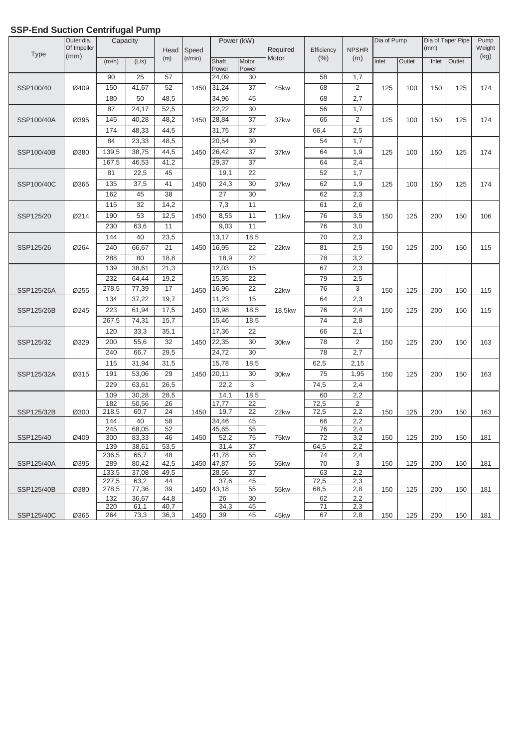## SSP-End Suction Centrifugal Pump

| Type | Outer dia. Of Impeller (mm) | Capacity | | Head (m) | Speed (r/min) | Power (kW) | | Required Motor | Efficiency (%) | NPSHR (m) | Dia of Pump | | Dia of Taper Pipe (mm) | | Pump Weight (kg) |
|---|---|---|---|---|---|---|---|---|---|---|---|---|---|---|---|
| | | (m³/h) | (L/s) | | | Shaft Power | Motor Power | | | | Inlet | Outlet | Inlet | Outlet | |
| SSP100/40 | Ø409 | 90 | 25 | 57 | 1450 | 24,09 | 30 | 45kw | 58 | 1,7 | 125 | 100 | 150 | 125 | 174 |
| | | 150 | 41,67 | 52 | | 31,24 | 37 | | 68 | 2 | | | | | |
| | | 180 | 50 | 48,5 | | 34,96 | 45 | | 68 | 2,7 | | | | | |
| SSP100/40A | Ø395 | 87 | 24,17 | 52,5 | 1450 | 22,22 | 30 | 37kw | 56 | 1,7 | 125 | 100 | 150 | 125 | 174 |
| | | 145 | 40,28 | 48,2 | | 28,84 | 37 | | 66 | 2 | | | | | |
| | | 174 | 48,33 | 44,5 | | 31,75 | 37 | | 66,4 | 2,5 | | | | | |
| SSP100/40B | Ø380 | 84 | 23,33 | 48,5 | 1450 | 20,54 | 30 | 37kw | 54 | 1,7 | 125 | 100 | 150 | 125 | 174 |
| | | 139,5 | 38,75 | 44,5 | | 26,42 | 37 | | 64 | 1,9 | | | | | |
| | | 167,5 | 46,53 | 41,2 | | 29,37 | 37 | | 64 | 2,4 | | | | | |
| SSP100/40C | Ø365 | 81 | 22,5 | 45 | 1450 | 19,1 | 22 | 37kw | 52 | 1,7 | 125 | 100 | 150 | 125 | 174 |
| | | 135 | 37,5 | 41 | | 24,3 | 30 | | 62 | 1,9 | | | | | |
| | | 162 | 45 | 38 | | 27 | 30 | | 62 | 2,3 | | | | | |
| SSP125/20 | Ø214 | 115 | 32 | 14,2 | 1450 | 7,3 | 11 | 11kw | 61 | 2,6 | 150 | 125 | 200 | 150 | 106 |
| | | 190 | 53 | 12,5 | | 8,55 | 11 | | 76 | 3,5 | | | | | |
| | | 230 | 63,6 | 11 | | 9,03 | 11 | | 76 | 3,0 | | | | | |
| SSP125/26 | Ø264 | 144 | 40 | 23,5 | 1450 | 13,17 | 18,5 | 22kw | 70 | 2,3 | 150 | 125 | 200 | 150 | 115 |
| | | 240 | 66,67 | 21 | | 16,95 | 22 | | 81 | 2,5 | | | | | |
| | | 288 | 80 | 18,8 | | 18,9 | 22 | | 78 | 3,2 | | | | | |
| SSP125/26A | Ø255 | 139 | 38,61 | 21,3 | 1450 | 12,03 | 15 | 22kw | 67 | 2,3 | 150 | 125 | 200 | 150 | 115 |
| | | 232 | 64,44 | 19,2 | | 15,35 | 22 | | 79 | 2,5 | | | | | |
| | | 278,5 | 77,39 | 17 | | 16,96 | 22 | | 76 | 3 | | | | | |
| SSP125/26B | Ø245 | 134 | 37,22 | 19,7 | 1450 | 11,23 | 15 | 18.5kw | 64 | 2,3 | 150 | 125 | 200 | 150 | 115 |
| | | 223 | 61,94 | 17,5 | | 13,98 | 18,5 | | 76 | 2,4 | | | | | |
| | | 267,5 | 74,31 | 15,7 | | 15,46 | 18,5 | | 74 | 2,8 | | | | | |
| SSP125/32 | Ø329 | 120 | 33,3 | 35,1 | 1450 | 17,36 | 22 | 30kw | 66 | 2,1 | 150 | 125 | 200 | 150 | 163 |
| | | 200 | 55,6 | 32 | | 22,35 | 30 | | 78 | 2 | | | | | |
| | | 240 | 66,7 | 29,5 | | 24,72 | 30 | | 78 | 2,7 | | | | | |
| SSP125/32A | Ø315 | 115 | 31,94 | 31,5 | 1450 | 15,78 | 18,5 | 30kw | 62,5 | 2,15 | 150 | 125 | 200 | 150 | 163 |
| | | 191 | 53,06 | 29 | | 20,11 | 30 | | 75 | 1,95 | | | | | |
| | | 229 | 63,61 | 26,5 | | 22,2 | 3 | | 74,5 | 2,4 | | | | | |
| SSP125/32B | Ø300 | 109 | 30,28 | 28,5 | 1450 | 14,1 | 18,5 | 22kw | 60 | 2,2 | 150 | 125 | 200 | 150 | 163 |
| | | 182 | 50,56 | 26 | | 17,77 | 22 | | 72,5 | 2 | | | | | |
| | | 218,5 | 60,7 | 24 | | 19,7 | 22 | | 72,5 | 2,2 | | | | | |
| SSP125/40 | Ø409 | 144 | 40 | 58 | 1450 | 34,46 | 45 | 75kw | 66 | 2,2 | 150 | 125 | 200 | 150 | 181 |
| | | 245 | 68,05 | 52 | | 45,65 | 55 | | 76 | 2,4 | | | | | |
| | | 300 | 83,33 | 46 | | 52,2 | 75 | | 72 | 3,2 | | | | | |
| SSP125/40A | Ø395 | 139 | 38,61 | 53,5 | 1450 | 31,4 | 37 | 55kw | 64,5 | 2,2 | 150 | 125 | 200 | 150 | 181 |
| | | 236,5 | 65,7 | 48 | | 41,78 | 55 | | 74 | 2,4 | | | | | |
| | | 289 | 80,42 | 42,5 | | 47,87 | 55 | | 70 | 3 | | | | | |
| SSP125/40B | Ø380 | 133,5 | 37,08 | 49,5 | 1450 | 28,56 | 37 | 55kw | 63 | 2,2 | 150 | 125 | 200 | 150 | 181 |
| | | 227,5 | 63,2 | 44 | | 37,6 | 45 | | 72,5 | 2,3 | | | | | |
| | | 278,5 | 77,36 | 39 | | 43,18 | 55 | | 68,5 | 2,8 | | | | | |
| SSP125/40C | Ø365 | 132 | 36,67 | 44,8 | 1450 | 26 | 30 | 45kw | 62 | 2,2 | 150 | 125 | 200 | 150 | 181 |
| | | 220 | 61,1 | 40,7 | | 34,3 | 45 | | 71 | 2,3 | | | | | |
| | | 264 | 73,3 | 36,3 | | 39 | 45 | | 67 | 2,8 | | | | | |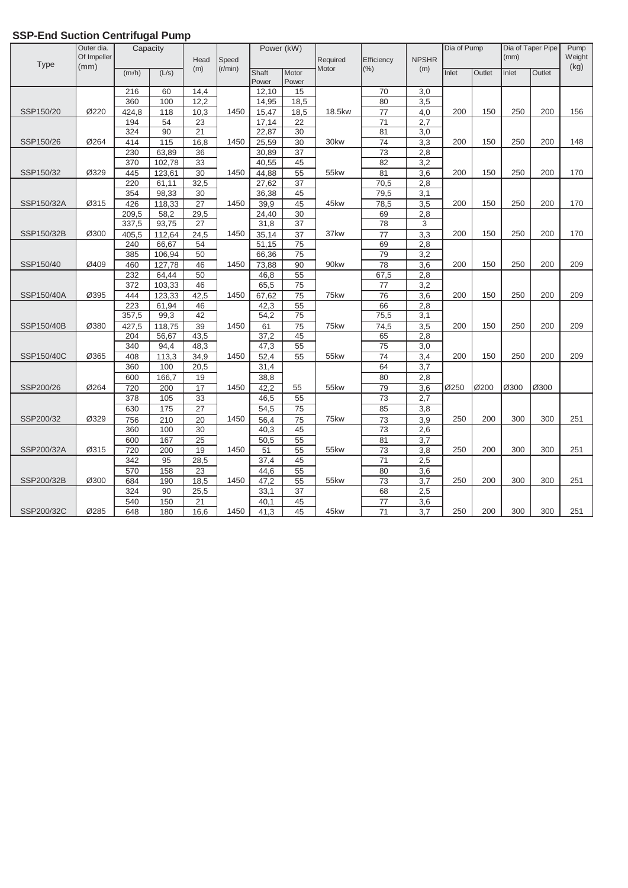## SSP-End Suction Centrifugal Pump

| Type | Outer dia. Of Impeller (mm) | Capacity | | Head (m) | Speed (r/min) | Power (kW) | | Required Motor | Efficiency (%) | NPSHR (m) | Dia of Pump | | Dia of Taper Pipe (mm) | | Pump Weight (kg) |
|---|---|---|---|---|---|---|---|---|---|---|---|---|---|---|---|
| | | (m³/h) | (L/s) | | | Shaft Power | Motor Power | | | | Inlet | Outlet | Inlet | Outlet | |
| | | 216 | 60 | 14,4 | | 12,10 | 15 | | 70 | 3,0 | | | | | |
| | | 360 | 100 | 12,2 | | 14,95 | 18,5 | | 80 | 3,5 | | | | | |
| SSP150/20 | Ø220 | 424,8 | 118 | 10,3 | 1450 | 15,47 | 18,5 | 18.5kw | 77 | 4,0 | 200 | 150 | 250 | 200 | 156 |
| | | 194 | 54 | 23 | | 17,14 | 22 | | 71 | 2,7 | | | | | |
| | | 324 | 90 | 21 | | 22,87 | 30 | | 81 | 3,0 | | | | | |
| SSP150/26 | Ø264 | 414 | 115 | 16,8 | 1450 | 25,59 | 30 | 30kw | 74 | 3,3 | 200 | 150 | 250 | 200 | 148 |
| | | 230 | 63,89 | 36 | | 30,89 | 37 | | 73 | 2,8 | | | | | |
| | | 370 | 102,78 | 33 | | 40,55 | 45 | | 82 | 3,2 | | | | | |
| SSP150/32 | Ø329 | 445 | 123,61 | 30 | 1450 | 44,88 | 55 | 55kw | 81 | 3,6 | 200 | 150 | 250 | 200 | 170 |
| | | 220 | 61,11 | 32,5 | | 27,62 | 37 | | 70,5 | 2,8 | | | | | |
| | | 354 | 98,33 | 30 | | 36,38 | 45 | | 79,5 | 3,1 | | | | | |
| SSP150/32A | Ø315 | 426 | 118,33 | 27 | 1450 | 39,9 | 45 | 45kw | 78,5 | 3,5 | 200 | 150 | 250 | 200 | 170 |
| | | 209,5 | 58,2 | 29,5 | | 24,40 | 30 | | 69 | 2,8 | | | | | |
| | | 337,5 | 93,75 | 27 | | 31,8 | 37 | | 78 | 3 | | | | | |
| SSP150/32B | Ø300 | 405,5 | 112,64 | 24,5 | 1450 | 35,14 | 37 | 37kw | 77 | 3,3 | 200 | 150 | 250 | 200 | 170 |
| | | 240 | 66,67 | 54 | | 51,15 | 75 | | 69 | 2,8 | | | | | |
| | | 385 | 106,94 | 50 | | 66,36 | 75 | | 79 | 3,2 | | | | | |
| SSP150/40 | Ø409 | 460 | 127,78 | 46 | 1450 | 73,88 | 90 | 90kw | 78 | 3,6 | 200 | 150 | 250 | 200 | 209 |
| | | 232 | 64,44 | 50 | | 46,8 | 55 | | 67,5 | 2,8 | | | | | |
| | | 372 | 103,33 | 46 | | 65,5 | 75 | | 77 | 3,2 | | | | | |
| SSP150/40A | Ø395 | 444 | 123,33 | 42,5 | 1450 | 67,62 | 75 | 75kw | 76 | 3,6 | 200 | 150 | 250 | 200 | 209 |
| | | 223 | 61,94 | 46 | | 42,3 | 55 | | 66 | 2,8 | | | | | |
| | | 357,5 | 99,3 | 42 | | 54,2 | 75 | | 75,5 | 3,1 | | | | | |
| SSP150/40B | Ø380 | 427,5 | 118,75 | 39 | 1450 | 61 | 75 | 75kw | 74,5 | 3,5 | 200 | 150 | 250 | 200 | 209 |
| | | 204 | 56,67 | 43,5 | | 37,2 | 45 | | 65 | 2,8 | | | | | |
| | | 340 | 94,4 | 48,3 | | 47,3 | 55 | | 75 | 3,0 | | | | | |
| SSP150/40C | Ø365 | 408 | 113,3 | 34,9 | 1450 | 52,4 | 55 | 55kw | 74 | 3,4 | 200 | 150 | 250 | 200 | 209 |
| | | 360 | 100 | 20,5 | | 31,4 | | | 64 | 3,7 | | | | | |
| | | 600 | 166,7 | 19 | | 38,8 | | | 80 | 2,8 | | | | | |
| SSP200/26 | Ø264 | 720 | 200 | 17 | 1450 | 42,2 | 55 | 55kw | 79 | 3,6 | Ø250 | Ø200 | Ø300 | Ø300 | |
| | | 378 | 105 | 33 | | 46,5 | 55 | | 73 | 2,7 | | | | | |
| | | 630 | 175 | 27 | | 54,5 | 75 | | 85 | 3,8 | | | | | |
| SSP200/32 | Ø329 | 756 | 210 | 20 | 1450 | 56,4 | 75 | 75kw | 73 | 3,9 | 250 | 200 | 300 | 300 | 251 |
| | | 360 | 100 | 30 | | 40,3 | 45 | | 73 | 2,6 | | | | | |
| | | 600 | 167 | 25 | | 50,5 | 55 | | 81 | 3,7 | | | | | |
| SSP200/32A | Ø315 | 720 | 200 | 19 | 1450 | 51 | 55 | 55kw | 73 | 3,8 | 250 | 200 | 300 | 300 | 251 |
| | | 342 | 95 | 28,5 | | 37,4 | 45 | | 71 | 2,5 | | | | | |
| | | 570 | 158 | 23 | | 44,6 | 55 | | 80 | 3,6 | | | | | |
| SSP200/32B | Ø300 | 684 | 190 | 18,5 | 1450 | 47,2 | 55 | 55kw | 73 | 3,7 | 250 | 200 | 300 | 300 | 251 |
| | | 324 | 90 | 25,5 | | 33,1 | 37 | | 68 | 2,5 | | | | | |
| | | 540 | 150 | 21 | | 40,1 | 45 | | 77 | 3,6 | | | | | |
| SSP200/32C | Ø285 | 648 | 180 | 16,6 | 1450 | 41,3 | 45 | 45kw | 71 | 3,7 | 250 | 200 | 300 | 300 | 251 |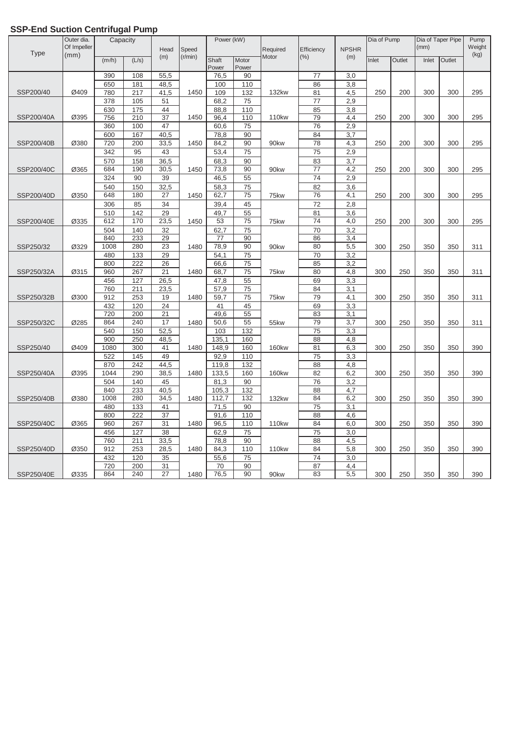## SSP-End Suction Centrifugal Pump

| Type | Outer dia. Of Impeller (mm) | Capacity | | Head (m) | Speed (r/min) | Power (kW) | | Required Motor | Efficiency (%) | NPSHR (m) | Dia of Pump | | Dia of Taper Pipe (mm) | | Pump Weight (kg) |
|---|---|---|---|---|---|---|---|---|---|---|---|---|---|---|---|
| | | (m³/h) | (L/s) | | | Shaft Power | Motor Power | | | | Inlet | Outlet | Inlet | Outlet | |
| | | 390 | 108 | 55,5 | | 76,5 | 90 | | 77 | 3,0 | | | | | |
| | | 650 | 181 | 48,5 | | 100 | 110 | | 86 | 3,8 | | | | | |
| SSP200/40 | Ø409 | 780 | 217 | 41,5 | 1450 | 109 | 132 | 132kw | 81 | 4,5 | 250 | 200 | 300 | 300 | 295 |
| | | 378 | 105 | 51 | | 68,2 | 75 | | 77 | 2,9 | | | | | |
| | | 630 | 175 | 44 | | 88,8 | 110 | | 85 | 3,8 | | | | | |
| SSP200/40A | Ø395 | 756 | 210 | 37 | 1450 | 96,4 | 110 | 110kw | 79 | 4,4 | 250 | 200 | 300 | 300 | 295 |
| | | 360 | 100 | 47 | | 60,6 | 75 | | 76 | 2,9 | | | | | |
| | | 600 | 167 | 40,5 | | 78,8 | 90 | | 84 | 3,7 | | | | | |
| SSP200/40B | Ø380 | 720 | 200 | 33,5 | 1450 | 84,2 | 90 | 90kw | 78 | 4,3 | 250 | 200 | 300 | 300 | 295 |
| | | 342 | 95 | 43 | | 53,4 | 75 | | 75 | 2,9 | | | | | |
| | | 570 | 158 | 36,5 | | 68,3 | 90 | | 83 | 3,7 | | | | | |
| SSP200/40C | Ø365 | 684 | 190 | 30,5 | 1450 | 73,8 | 90 | 90kw | 77 | 4,2 | 250 | 200 | 300 | 300 | 295 |
| | | 324 | 90 | 39 | | 46,5 | 55 | | 74 | 2,9 | | | | | |
| | | 540 | 150 | 32,5 | | 58,3 | 75 | | 82 | 3,6 | | | | | |
| SSP200/40D | Ø350 | 648 | 180 | 27 | 1450 | 62,7 | 75 | 75kw | 76 | 4,1 | 250 | 200 | 300 | 300 | 295 |
| | | 306 | 85 | 34 | | 39,4 | 45 | | 72 | 2,8 | | | | | |
| | | 510 | 142 | 29 | | 49,7 | 55 | | 81 | 3,6 | | | | | |
| SSP200/40E | Ø335 | 612 | 170 | 23,5 | 1450 | 53 | 75 | 75kw | 74 | 4,0 | 250 | 200 | 300 | 300 | 295 |
| | | 504 | 140 | 32 | | 62,7 | 75 | | 70 | 3,2 | | | | | |
| | | 840 | 233 | 29 | | 77 | 90 | | 86 | 3,4 | | | | | |
| SSP250/32 | Ø329 | 1008 | 280 | 23 | 1480 | 78,9 | 90 | 90kw | 80 | 5,5 | 300 | 250 | 350 | 350 | 311 |
| | | 480 | 133 | 29 | | 54,1 | 75 | | 70 | 3,2 | | | | | |
| | | 800 | 222 | 26 | | 66,6 | 75 | | 85 | 3,2 | | | | | |
| SSP250/32A | Ø315 | 960 | 267 | 21 | 1480 | 68,7 | 75 | 75kw | 80 | 4,8 | 300 | 250 | 350 | 350 | 311 |
| | | 456 | 127 | 26,5 | | 47,8 | 55 | | 69 | 3,3 | | | | | |
| | | 760 | 211 | 23,5 | | 57,9 | 75 | | 84 | 3,1 | | | | | |
| SSP250/32B | Ø300 | 912 | 253 | 19 | 1480 | 59,7 | 75 | 75kw | 79 | 4,1 | 300 | 250 | 350 | 350 | 311 |
| | | 432 | 120 | 24 | | 41 | 45 | | 69 | 3,3 | | | | | |
| | | 720 | 200 | 21 | | 49,6 | 55 | | 83 | 3,1 | | | | | |
| SSP250/32C | Ø285 | 864 | 240 | 17 | 1480 | 50,6 | 55 | 55kw | 79 | 3,7 | 300 | 250 | 350 | 350 | 311 |
| | | 540 | 150 | 52,5 | | 103 | 132 | | 75 | 3,3 | | | | | |
| | | 900 | 250 | 48,5 | | 135,1 | 160 | | 88 | 4,8 | | | | | |
| SSP250/40 | Ø409 | 1080 | 300 | 41 | 1480 | 148,9 | 160 | 160kw | 81 | 6,3 | 300 | 250 | 350 | 350 | 390 |
| | | 522 | 145 | 49 | | 92,9 | 110 | | 75 | 3,3 | | | | | |
| | | 870 | 242 | 44,5 | | 119,8 | 132 | | 88 | 4,8 | | | | | |
| SSP250/40A | Ø395 | 1044 | 290 | 38,5 | 1480 | 133,5 | 160 | 160kw | 82 | 6,2 | 300 | 250 | 350 | 350 | 390 |
| | | 504 | 140 | 45 | | 81,3 | 90 | | 76 | 3,2 | | | | | |
| | | 840 | 233 | 40,5 | | 105,3 | 132 | | 88 | 4,7 | | | | | |
| SSP250/40B | Ø380 | 1008 | 280 | 34,5 | 1480 | 112,7 | 132 | 132kw | 84 | 6,2 | 300 | 250 | 350 | 350 | 390 |
| | | 480 | 133 | 41 | | 71,5 | 90 | | 75 | 3,1 | | | | | |
| | | 800 | 222 | 37 | | 91,6 | 110 | | 88 | 4,6 | | | | | |
| SSP250/40C | Ø365 | 960 | 267 | 31 | 1480 | 96,5 | 110 | 110kw | 84 | 6,0 | 300 | 250 | 350 | 350 | 390 |
| | | 456 | 127 | 38 | | 62,9 | 75 | | 75 | 3,0 | | | | | |
| | | 760 | 211 | 33,5 | | 78,8 | 90 | | 88 | 4,5 | | | | | |
| SSP250/40D | Ø350 | 912 | 253 | 28,5 | 1480 | 84,3 | 110 | 110kw | 84 | 5,8 | 300 | 250 | 350 | 350 | 390 |
| | | 432 | 120 | 35 | | 55,6 | 75 | | 74 | 3,0 | | | | | |
| | | 720 | 200 | 31 | | 70 | 90 | | 87 | 4,4 | | | | | |
| SSP250/40E | Ø335 | 864 | 240 | 27 | 1480 | 76,5 | 90 | 90kw | 83 | 5,5 | 300 | 250 | 350 | 350 | 390 |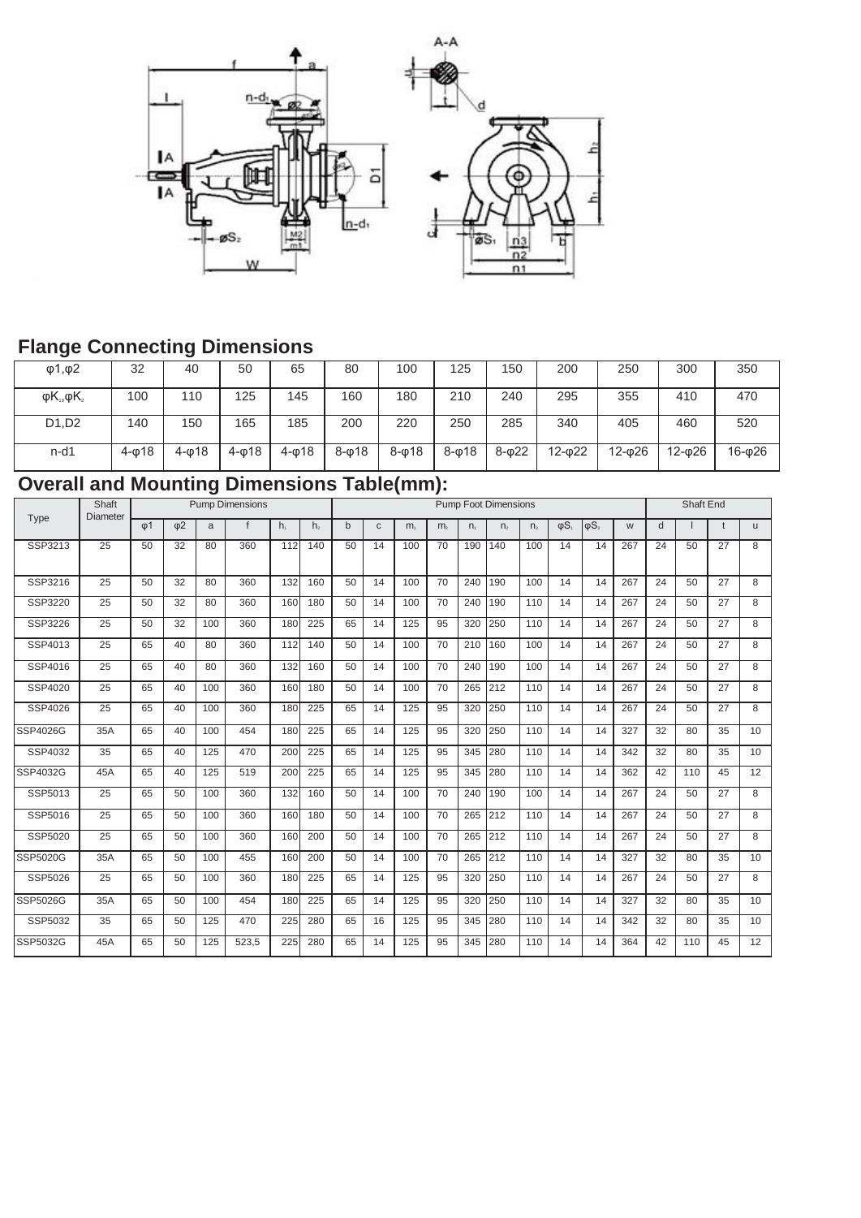## Flange Connecting Dimensions

| φ1,φ2 | 32 | 40 | 50 | 65 | 80 | 100 | 125 | 150 | 200 | 250 | 300 | 350 |
|---|---|---|---|---|---|---|---|---|---|---|---|---|
| $φK_1,φK_2$ | 100 | 110 | 125 | 145 | 160 | 180 | 210 | 240 | 295 | 355 | 410 | 470 |
| D1,D2 | 140 | 150 | 165 | 185 | 200 | 220 | 250 | 285 | 340 | 405 | 460 | 520 |
| n-d1 | 4-φ18 | 4-φ18 | 4-φ18 | 4-φ18 | 8-φ18 | 8-φ18 | 8-φ18 | 8-φ22 | 12-φ22 | 12-φ26 | 12-φ26 | 16-φ26 |

## Overall and Mounting Dimensions Table(mm):

| Type | Shaft Diameter | Pump Dimensions | | | | | | Pump Foot Dimensions | | | | | | | | | | Shaft End | | | |
|---|---|---|---|---|---|---|---|---|---|---|---|---|---|---|---|---|---|---|---|---|---|
| | | φ1 | φ2 | a | f | $h_1$ | $h_2$ | b | c | $m_1$ | $m_2$ | $n_1$ | $n_2$ | $n_3$ | $φS_1$ | $φS_2$ | w | d | l | t | u |
| SSP3213 | 25 | 50 | 32 | 80 | 360 | 112 | 140 | 50 | 14 | 100 | 70 | 190 | 140 | 100 | 14 | 14 | 267 | 24 | 50 | 27 | 8 |
| SSP3216 | 25 | 50 | 32 | 80 | 360 | 132 | 160 | 50 | 14 | 100 | 70 | 240 | 190 | 100 | 14 | 14 | 267 | 24 | 50 | 27 | 8 |
| SSP3220 | 25 | 50 | 32 | 80 | 360 | 160 | 180 | 50 | 14 | 100 | 70 | 240 | 190 | 110 | 14 | 14 | 267 | 24 | 50 | 27 | 8 |
| SSP3226 | 25 | 50 | 32 | 100 | 360 | 180 | 225 | 65 | 14 | 125 | 95 | 320 | 250 | 110 | 14 | 14 | 267 | 24 | 50 | 27 | 8 |
| SSP4013 | 25 | 65 | 40 | 80 | 360 | 112 | 140 | 50 | 14 | 100 | 70 | 210 | 160 | 100 | 14 | 14 | 267 | 24 | 50 | 27 | 8 |
| SSP4016 | 25 | 65 | 40 | 80 | 360 | 132 | 160 | 50 | 14 | 100 | 70 | 240 | 190 | 100 | 14 | 14 | 267 | 24 | 50 | 27 | 8 |
| SSP4020 | 25 | 65 | 40 | 100 | 360 | 160 | 180 | 50 | 14 | 100 | 70 | 265 | 212 | 110 | 14 | 14 | 267 | 24 | 50 | 27 | 8 |
| SSP4026 | 25 | 65 | 40 | 100 | 360 | 180 | 225 | 65 | 14 | 125 | 95 | 320 | 250 | 110 | 14 | 14 | 267 | 24 | 50 | 27 | 8 |
| SSP4026G | 35A | 65 | 40 | 100 | 454 | 180 | 225 | 65 | 14 | 125 | 95 | 320 | 250 | 110 | 14 | 14 | 327 | 32 | 80 | 35 | 10 |
| SSP4032 | 35 | 65 | 40 | 125 | 470 | 200 | 225 | 65 | 14 | 125 | 95 | 345 | 280 | 110 | 14 | 14 | 342 | 32 | 80 | 35 | 10 |
| SSP4032G | 45A | 65 | 40 | 125 | 519 | 200 | 225 | 65 | 14 | 125 | 95 | 345 | 280 | 110 | 14 | 14 | 362 | 42 | 110 | 45 | 12 |
| SSP5013 | 25 | 65 | 50 | 100 | 360 | 132 | 160 | 50 | 14 | 100 | 70 | 240 | 190 | 100 | 14 | 14 | 267 | 24 | 50 | 27 | 8 |
| SSP5016 | 25 | 65 | 50 | 100 | 360 | 160 | 180 | 50 | 14 | 100 | 70 | 265 | 212 | 110 | 14 | 14 | 267 | 24 | 50 | 27 | 8 |
| SSP5020 | 25 | 65 | 50 | 100 | 360 | 160 | 200 | 50 | 14 | 100 | 70 | 265 | 212 | 110 | 14 | 14 | 267 | 24 | 50 | 27 | 8 |
| SSP5020G | 35A | 65 | 50 | 100 | 455 | 160 | 200 | 50 | 14 | 100 | 70 | 265 | 212 | 110 | 14 | 14 | 327 | 32 | 80 | 35 | 10 |
| SSP5026 | 25 | 65 | 50 | 100 | 360 | 180 | 225 | 65 | 14 | 125 | 95 | 320 | 250 | 110 | 14 | 14 | 267 | 24 | 50 | 27 | 8 |
| SSP5026G | 35A | 65 | 50 | 100 | 454 | 180 | 225 | 65 | 14 | 125 | 95 | 320 | 250 | 110 | 14 | 14 | 327 | 32 | 80 | 35 | 10 |
| SSP5032 | 35 | 65 | 50 | 125 | 470 | 225 | 280 | 65 | 16 | 125 | 95 | 345 | 280 | 110 | 14 | 14 | 342 | 32 | 80 | 35 | 10 |
| SSP5032G | 45A | 65 | 50 | 125 | 523,5 | 225 | 280 | 65 | 14 | 125 | 95 | 345 | 280 | 110 | 14 | 14 | 364 | 42 | 110 | 45 | 12 |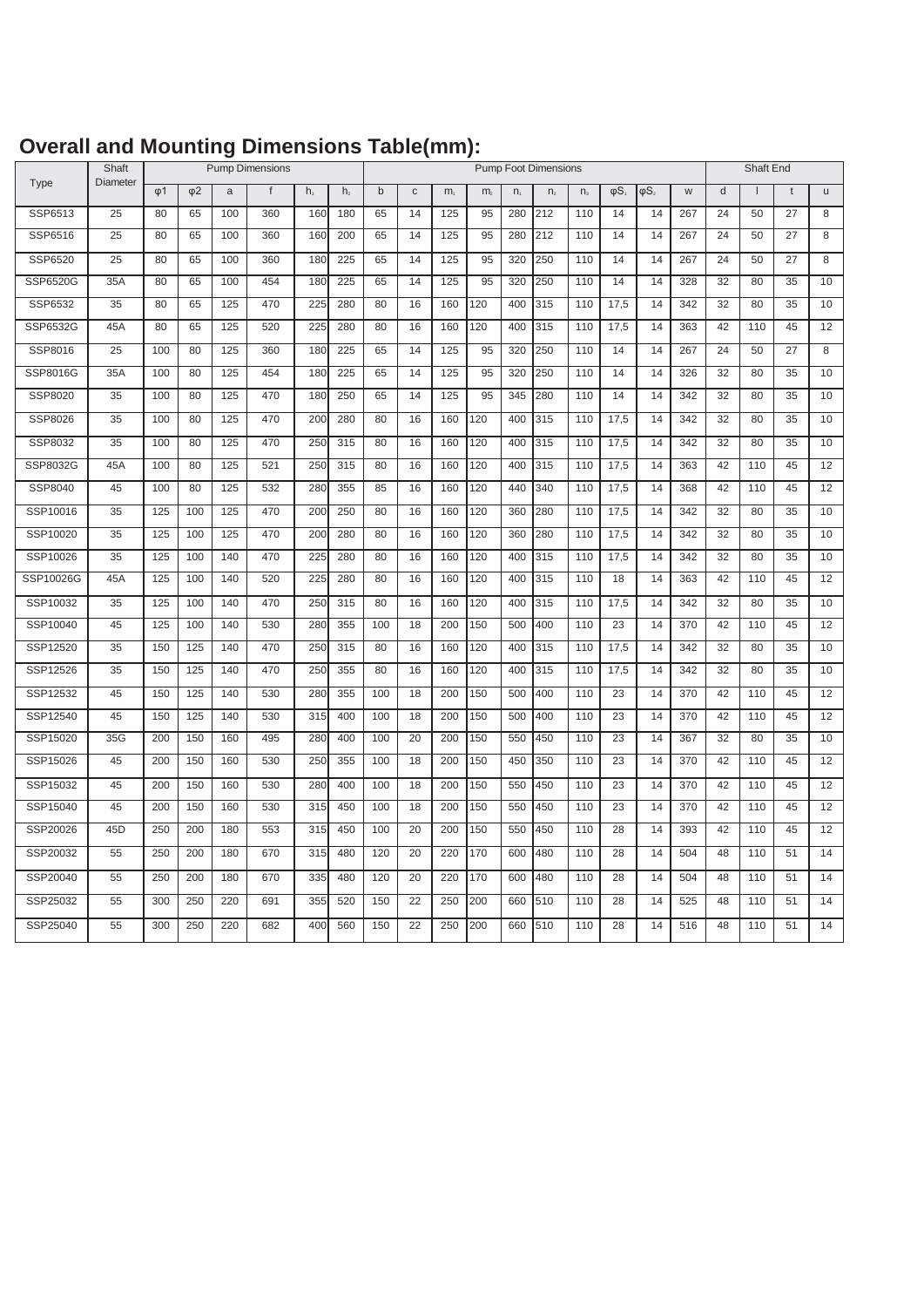## Overall and Mounting Dimensions Table(mm):

| Type | Shaft Diameter | Pump Dimensions | | | | | | Pump Foot Dimensions | | | | | | | | | | Shaft End | | | |
|---|---|---|---|---|---|---|---|---|---|---|---|---|---|---|---|---|---|---|---|---|---|
| | | φ1 | φ2 | a | f | $h_1$ | $h_2$ | b | c | $m_1$ | $m_2$ | $n_1$ | $n_2$ | $n_3$ | $φS_1$ | $φS_2$ | w | d | l | t | u |
| SSP6513 | 25 | 80 | 65 | 100 | 360 | 160 | 180 | 65 | 14 | 125 | 95 | 280 | 212 | 110 | 14 | 14 | 267 | 24 | 50 | 27 | 8 |
| SSP6516 | 25 | 80 | 65 | 100 | 360 | 160 | 200 | 65 | 14 | 125 | 95 | 280 | 212 | 110 | 14 | 14 | 267 | 24 | 50 | 27 | 8 |
| SSP6520 | 25 | 80 | 65 | 100 | 360 | 180 | 225 | 65 | 14 | 125 | 95 | 320 | 250 | 110 | 14 | 14 | 267 | 24 | 50 | 27 | 8 |
| SSP6520G | 35A | 80 | 65 | 100 | 454 | 180 | 225 | 65 | 14 | 125 | 95 | 320 | 250 | 110 | 14 | 14 | 328 | 32 | 80 | 35 | 10 |
| SSP6532 | 35 | 80 | 65 | 125 | 470 | 225 | 280 | 80 | 16 | 160 | 120 | 400 | 315 | 110 | 17,5 | 14 | 342 | 32 | 80 | 35 | 10 |
| SSP6532G | 45A | 80 | 65 | 125 | 520 | 225 | 280 | 80 | 16 | 160 | 120 | 400 | 315 | 110 | 17,5 | 14 | 363 | 42 | 110 | 45 | 12 |
| SSP8016 | 25 | 100 | 80 | 125 | 360 | 180 | 225 | 65 | 14 | 125 | 95 | 320 | 250 | 110 | 14 | 14 | 267 | 24 | 50 | 27 | 8 |
| SSP8016G | 35A | 100 | 80 | 125 | 454 | 180 | 225 | 65 | 14 | 125 | 95 | 320 | 250 | 110 | 14 | 14 | 326 | 32 | 80 | 35 | 10 |
| SSP8020 | 35 | 100 | 80 | 125 | 470 | 180 | 250 | 65 | 14 | 125 | 95 | 345 | 280 | 110 | 14 | 14 | 342 | 32 | 80 | 35 | 10 |
| SSP8026 | 35 | 100 | 80 | 125 | 470 | 200 | 280 | 80 | 16 | 160 | 120 | 400 | 315 | 110 | 17,5 | 14 | 342 | 32 | 80 | 35 | 10 |
| SSP8032 | 35 | 100 | 80 | 125 | 470 | 250 | 315 | 80 | 16 | 160 | 120 | 400 | 315 | 110 | 17,5 | 14 | 342 | 32 | 80 | 35 | 10 |
| SSP8032G | 45A | 100 | 80 | 125 | 521 | 250 | 315 | 80 | 16 | 160 | 120 | 400 | 315 | 110 | 17,5 | 14 | 363 | 42 | 110 | 45 | 12 |
| SSP8040 | 45 | 100 | 80 | 125 | 532 | 280 | 355 | 85 | 16 | 160 | 120 | 440 | 340 | 110 | 17,5 | 14 | 368 | 42 | 110 | 45 | 12 |
| SSP10016 | 35 | 125 | 100 | 125 | 470 | 200 | 250 | 80 | 16 | 160 | 120 | 360 | 280 | 110 | 17,5 | 14 | 342 | 32 | 80 | 35 | 10 |
| SSP10020 | 35 | 125 | 100 | 125 | 470 | 200 | 280 | 80 | 16 | 160 | 120 | 360 | 280 | 110 | 17,5 | 14 | 342 | 32 | 80 | 35 | 10 |
| SSP10026 | 35 | 125 | 100 | 140 | 470 | 225 | 280 | 80 | 16 | 160 | 120 | 400 | 315 | 110 | 17,5 | 14 | 342 | 32 | 80 | 35 | 10 |
| SSP10026G | 45A | 125 | 100 | 140 | 520 | 225 | 280 | 80 | 16 | 160 | 120 | 400 | 315 | 110 | 18 | 14 | 363 | 42 | 110 | 45 | 12 |
| SSP10032 | 35 | 125 | 100 | 140 | 470 | 250 | 315 | 80 | 16 | 160 | 120 | 400 | 315 | 110 | 17,5 | 14 | 342 | 32 | 80 | 35 | 10 |
| SSP10040 | 45 | 125 | 100 | 140 | 530 | 280 | 355 | 100 | 18 | 200 | 150 | 500 | 400 | 110 | 23 | 14 | 370 | 42 | 110 | 45 | 12 |
| SSP12520 | 35 | 150 | 125 | 140 | 470 | 250 | 315 | 80 | 16 | 160 | 120 | 400 | 315 | 110 | 17,5 | 14 | 342 | 32 | 80 | 35 | 10 |
| SSP12526 | 35 | 150 | 125 | 140 | 470 | 250 | 355 | 80 | 16 | 160 | 120 | 400 | 315 | 110 | 17,5 | 14 | 342 | 32 | 80 | 35 | 10 |
| SSP12532 | 45 | 150 | 125 | 140 | 530 | 280 | 355 | 100 | 18 | 200 | 150 | 500 | 400 | 110 | 23 | 14 | 370 | 42 | 110 | 45 | 12 |
| SSP12540 | 45 | 150 | 125 | 140 | 530 | 315 | 400 | 100 | 18 | 200 | 150 | 500 | 400 | 110 | 23 | 14 | 370 | 42 | 110 | 45 | 12 |
| SSP15020 | 35G | 200 | 150 | 160 | 495 | 280 | 400 | 100 | 20 | 200 | 150 | 550 | 450 | 110 | 23 | 14 | 367 | 32 | 80 | 35 | 10 |
| SSP15026 | 45 | 200 | 150 | 160 | 530 | 250 | 355 | 100 | 18 | 200 | 150 | 450 | 350 | 110 | 23 | 14 | 370 | 42 | 110 | 45 | 12 |
| SSP15032 | 45 | 200 | 150 | 160 | 530 | 280 | 400 | 100 | 18 | 200 | 150 | 550 | 450 | 110 | 23 | 14 | 370 | 42 | 110 | 45 | 12 |
| SSP15040 | 45 | 200 | 150 | 160 | 530 | 315 | 450 | 100 | 18 | 200 | 150 | 550 | 450 | 110 | 23 | 14 | 370 | 42 | 110 | 45 | 12 |
| SSP20026 | 45D | 250 | 200 | 180 | 553 | 315 | 450 | 100 | 20 | 200 | 150 | 550 | 450 | 110 | 28 | 14 | 393 | 42 | 110 | 45 | 12 |
| SSP20032 | 55 | 250 | 200 | 180 | 670 | 315 | 480 | 120 | 20 | 220 | 170 | 600 | 480 | 110 | 28 | 14 | 504 | 48 | 110 | 51 | 14 |
| SSP20040 | 55 | 250 | 200 | 180 | 670 | 335 | 480 | 120 | 20 | 220 | 170 | 600 | 480 | 110 | 28 | 14 | 504 | 48 | 110 | 51 | 14 |
| SSP25032 | 55 | 300 | 250 | 220 | 691 | 355 | 520 | 150 | 22 | 250 | 200 | 660 | 510 | 110 | 28 | 14 | 525 | 48 | 110 | 51 | 14 |
| SSP25040 | 55 | 300 | 250 | 220 | 682 | 400 | 560 | 150 | 22 | 250 | 200 | 660 | 510 | 110 | 28 | 14 | 516 | 48 | 110 | 51 | 14 |